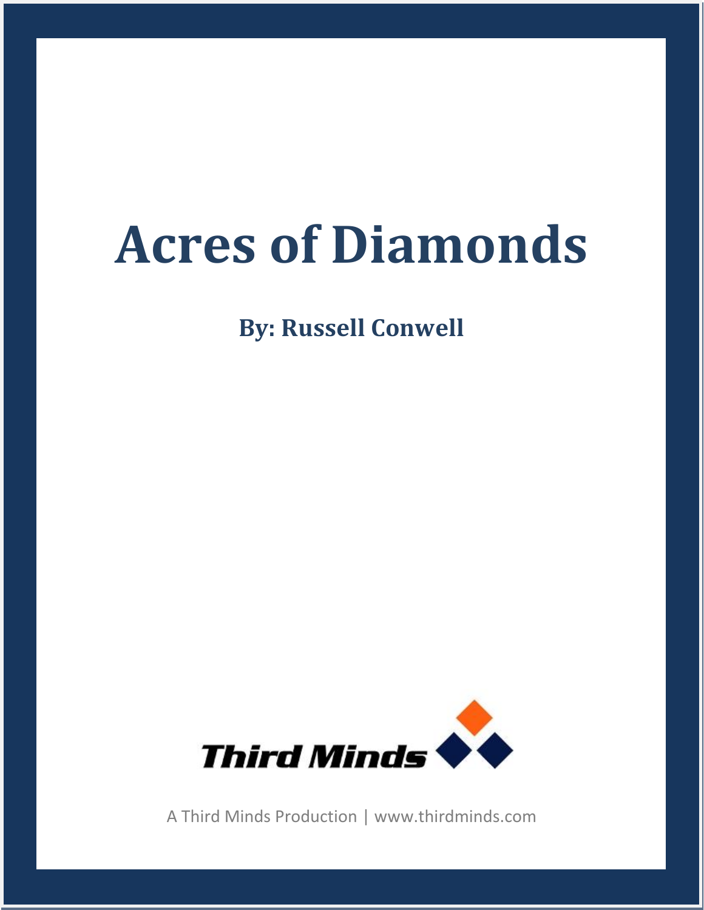# Acres of Diamonds

**By: Russell Conwell**

Third Minds

A Third Minds Production | www.thirdminds.com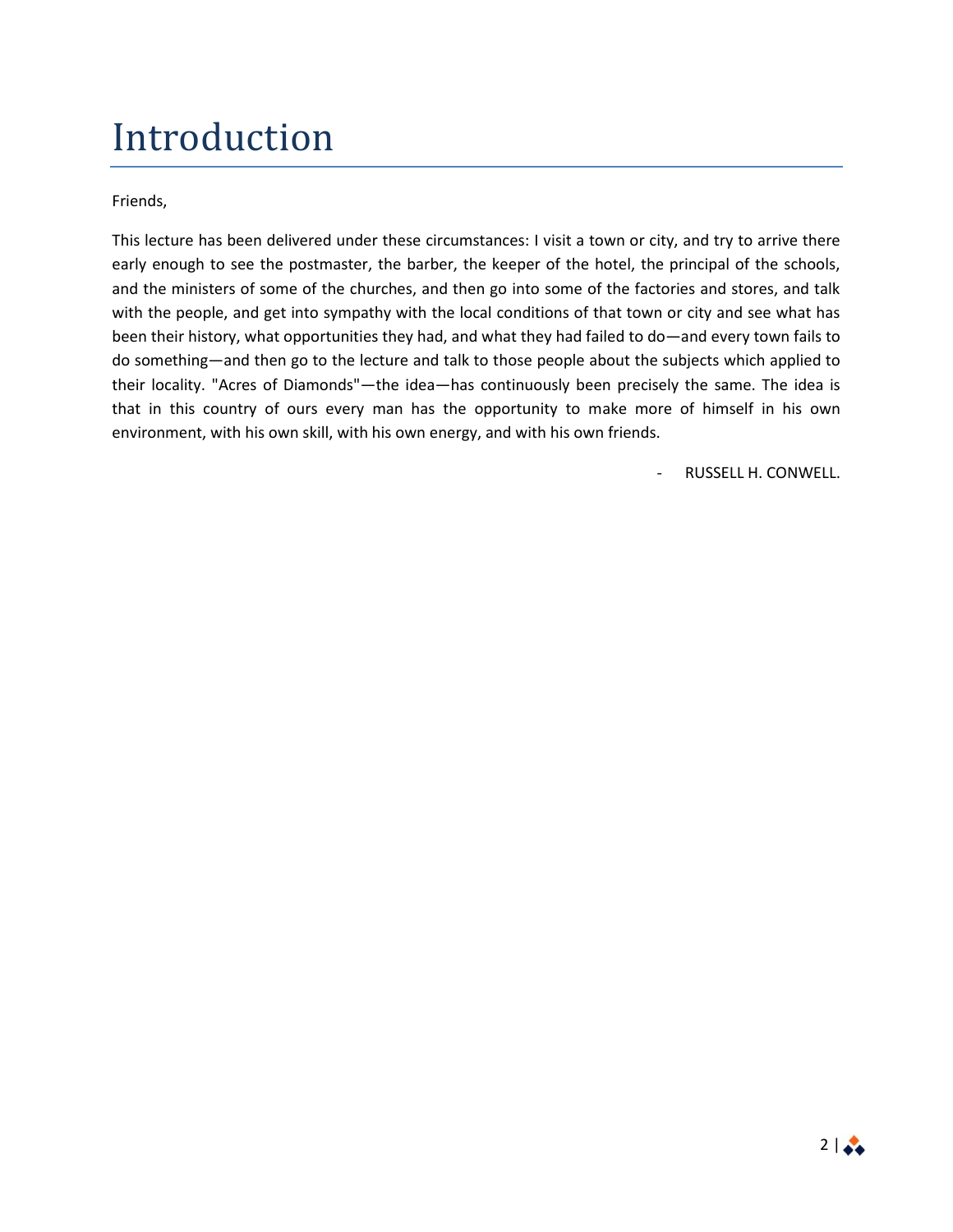# Introduction

Friends,

This lecture has been delivered under these circumstances: I visit a town or city, and try to arrive there early enough to see the postmaster, the barber, the keeper of the hotel, the principal of the schools, and the ministers of some of the churches, and then go into some of the factories and stores, and talk with the people, and get into sympathy with the local conditions of that town or city and see what has been their history, what opportunities they had, and what they had failed to do—and every town fails to do something—and then go to the lecture and talk to those people about the subjects which applied to their locality. "Acres of Diamonds"—the idea—has continuously been precisely the same. The idea is that in this country of ours every man has the opportunity to make more of himself in his own environment, with his own skill, with his own energy, and with his own friends.

- RUSSELL H. CONWELL.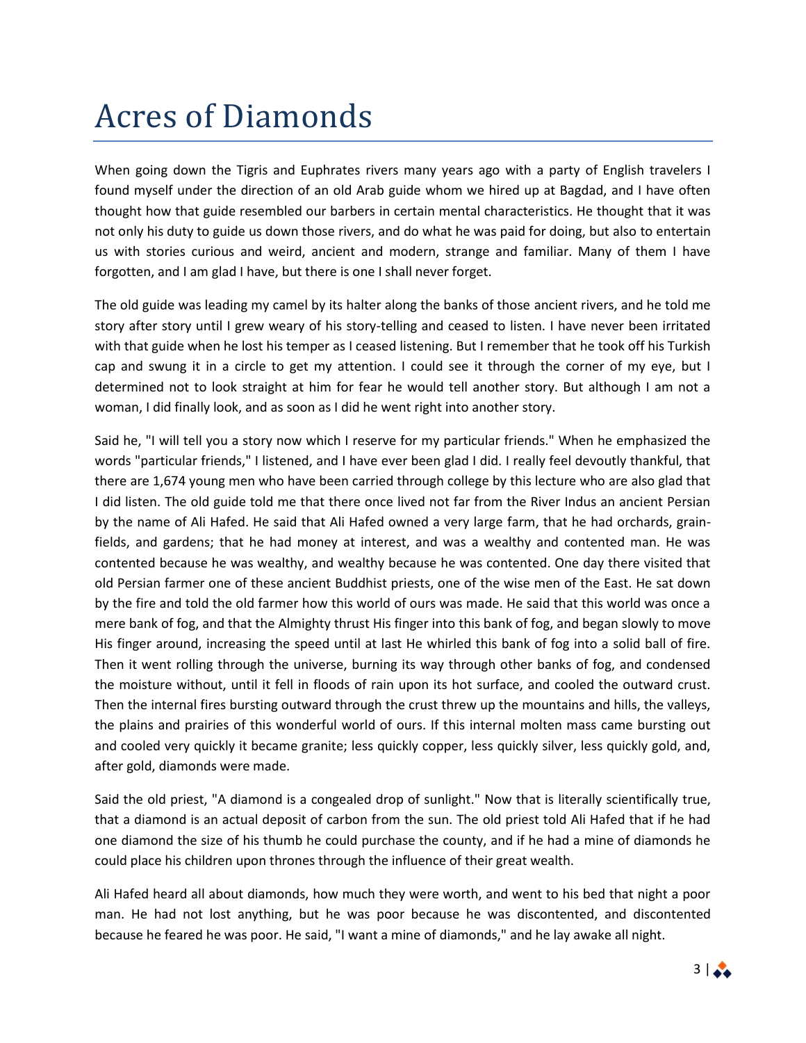# Acres of Diamonds

When going down the Tigris and Euphrates rivers many years ago with a party of English travelers I found myself under the direction of an old Arab guide whom we hired up at Bagdad, and I have often thought how that guide resembled our barbers in certain mental characteristics. He thought that it was not only his duty to guide us down those rivers, and do what he was paid for doing, but also to entertain us with stories curious and weird, ancient and modern, strange and familiar. Many of them I have forgotten, and I am glad I have, but there is one I shall never forget.

The old guide was leading my camel by its halter along the banks of those ancient rivers, and he told me story after story until I grew weary of his story-telling and ceased to listen. I have never been irritated with that guide when he lost his temper as I ceased listening. But I remember that he took off his Turkish cap and swung it in a circle to get my attention. I could see it through the corner of my eye, but I determined not to look straight at him for fear he would tell another story. But although I am not a woman, I did finally look, and as soon as I did he went right into another story.

Said he, "I will tell you a story now which I reserve for my particular friends." When he emphasized the words "particular friends," I listened, and I have ever been glad I did. I really feel devoutly thankful, that there are 1,674 young men who have been carried through college by this lecture who are also glad that I did listen. The old guide told me that there once lived not far from the River Indus an ancient Persian by the name of Ali Hafed. He said that Ali Hafed owned a very large farm, that he had orchards, grain-fields, and gardens; that he had money at interest, and was a wealthy and contented man. He was contented because he was wealthy, and wealthy because he was contented. One day there visited that old Persian farmer one of these ancient Buddhist priests, one of the wise men of the East. He sat down by the fire and told the old farmer how this world of ours was made. He said that this world was once a mere bank of fog, and that the Almighty thrust His finger into this bank of fog, and began slowly to move His finger around, increasing the speed until at last He whirled this bank of fog into a solid ball of fire. Then it went rolling through the universe, burning its way through other banks of fog, and condensed the moisture without, until it fell in floods of rain upon its hot surface, and cooled the outward crust. Then the internal fires bursting outward through the crust threw up the mountains and hills, the valleys, the plains and prairies of this wonderful world of ours. If this internal molten mass came bursting out and cooled very quickly it became granite; less quickly copper, less quickly silver, less quickly gold, and, after gold, diamonds were made.

Said the old priest, "A diamond is a congealed drop of sunlight." Now that is literally scientifically true, that a diamond is an actual deposit of carbon from the sun. The old priest told Ali Hafed that if he had one diamond the size of his thumb he could purchase the county, and if he had a mine of diamonds he could place his children upon thrones through the influence of their great wealth.

Ali Hafed heard all about diamonds, how much they were worth, and went to his bed that night a poor man. He had not lost anything, but he was poor because he was discontented, and discontented because he feared he was poor. He said, "I want a mine of diamonds," and he lay awake all night.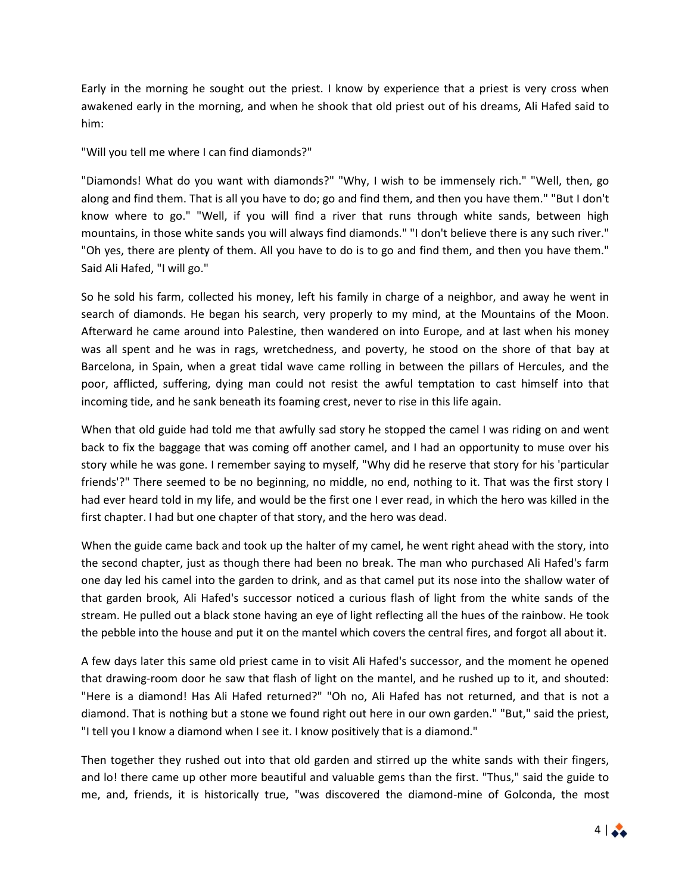Early in the morning he sought out the priest. I know by experience that a priest is very cross when awakened early in the morning, and when he shook that old priest out of his dreams, Ali Hafed said to him:

"Will you tell me where I can find diamonds?"

"Diamonds! What do you want with diamonds?" "Why, I wish to be immensely rich." "Well, then, go along and find them. That is all you have to do; go and find them, and then you have them." "But I don't know where to go." "Well, if you will find a river that runs through white sands, between high mountains, in those white sands you will always find diamonds." "I don't believe there is any such river." "Oh yes, there are plenty of them. All you have to do is to go and find them, and then you have them." Said Ali Hafed, "I will go."

So he sold his farm, collected his money, left his family in charge of a neighbor, and away he went in search of diamonds. He began his search, very properly to my mind, at the Mountains of the Moon. Afterward he came around into Palestine, then wandered on into Europe, and at last when his money was all spent and he was in rags, wretchedness, and poverty, he stood on the shore of that bay at Barcelona, in Spain, when a great tidal wave came rolling in between the pillars of Hercules, and the poor, afflicted, suffering, dying man could not resist the awful temptation to cast himself into that incoming tide, and he sank beneath its foaming crest, never to rise in this life again.

When that old guide had told me that awfully sad story he stopped the camel I was riding on and went back to fix the baggage that was coming off another camel, and I had an opportunity to muse over his story while he was gone. I remember saying to myself, "Why did he reserve that story for his 'particular friends'?" There seemed to be no beginning, no middle, no end, nothing to it. That was the first story I had ever heard told in my life, and would be the first one I ever read, in which the hero was killed in the first chapter. I had but one chapter of that story, and the hero was dead.

When the guide came back and took up the halter of my camel, he went right ahead with the story, into the second chapter, just as though there had been no break. The man who purchased Ali Hafed's farm one day led his camel into the garden to drink, and as that camel put its nose into the shallow water of that garden brook, Ali Hafed's successor noticed a curious flash of light from the white sands of the stream. He pulled out a black stone having an eye of light reflecting all the hues of the rainbow. He took the pebble into the house and put it on the mantel which covers the central fires, and forgot all about it.

A few days later this same old priest came in to visit Ali Hafed's successor, and the moment he opened that drawing-room door he saw that flash of light on the mantel, and he rushed up to it, and shouted: "Here is a diamond! Has Ali Hafed returned?" "Oh no, Ali Hafed has not returned, and that is not a diamond. That is nothing but a stone we found right out here in our own garden." "But," said the priest, "I tell you I know a diamond when I see it. I know positively that is a diamond."

Then together they rushed out into that old garden and stirred up the white sands with their fingers, and lo! there came up other more beautiful and valuable gems than the first. "Thus," said the guide to me, and, friends, it is historically true, "was discovered the diamond-mine of Golconda, the most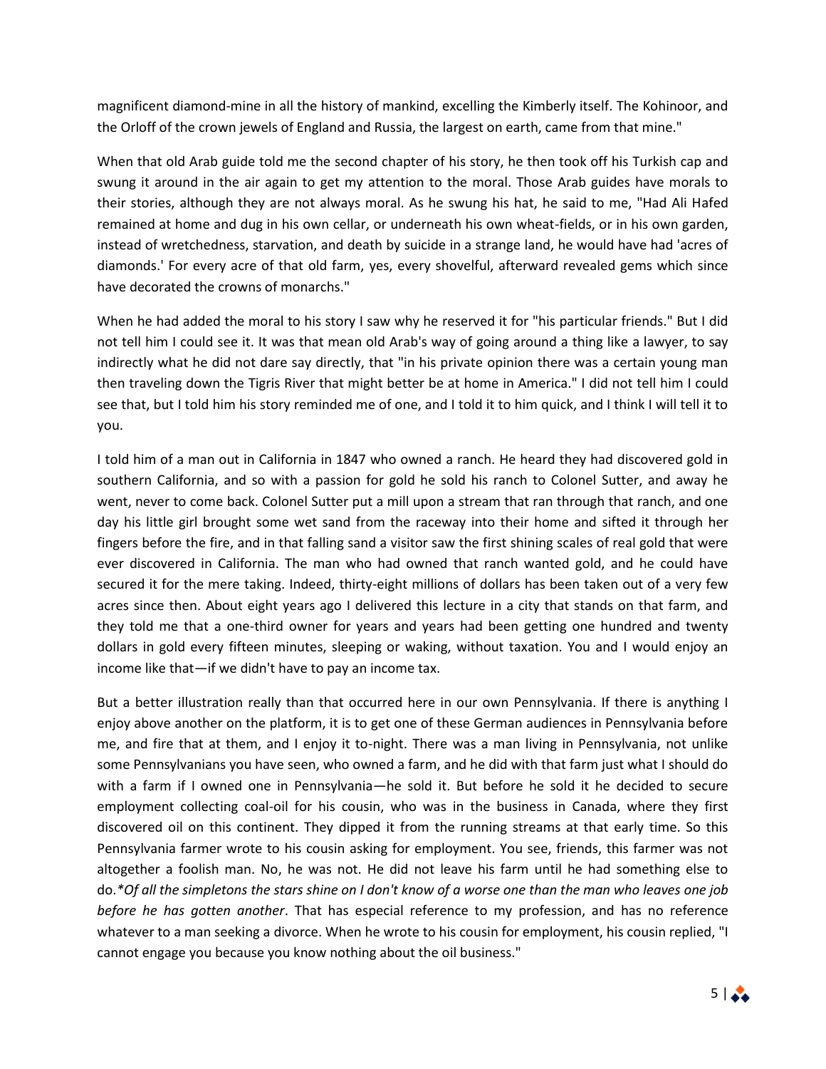magnificent diamond-mine in all the history of mankind, excelling the Kimberly itself. The Kohinoor, and the Orloff of the crown jewels of England and Russia, the largest on earth, came from that mine."

When that old Arab guide told me the second chapter of his story, he then took off his Turkish cap and swung it around in the air again to get my attention to the moral. Those Arab guides have morals to their stories, although they are not always moral. As he swung his hat, he said to me, "Had Ali Hafed remained at home and dug in his own cellar, or underneath his own wheat-fields, or in his own garden, instead of wretchedness, starvation, and death by suicide in a strange land, he would have had 'acres of diamonds.' For every acre of that old farm, yes, every shovelful, afterward revealed gems which since have decorated the crowns of monarchs."

When he had added the moral to his story I saw why he reserved it for "his particular friends." But I did not tell him I could see it. It was that mean old Arab's way of going around a thing like a lawyer, to say indirectly what he did not dare say directly, that "in his private opinion there was a certain young man then traveling down the Tigris River that might better be at home in America." I did not tell him I could see that, but I told him his story reminded me of one, and I told it to him quick, and I think I will tell it to you.

I told him of a man out in California in 1847 who owned a ranch. He heard they had discovered gold in southern California, and so with a passion for gold he sold his ranch to Colonel Sutter, and away he went, never to come back. Colonel Sutter put a mill upon a stream that ran through that ranch, and one day his little girl brought some wet sand from the raceway into their home and sifted it through her fingers before the fire, and in that falling sand a visitor saw the first shining scales of real gold that were ever discovered in California. The man who had owned that ranch wanted gold, and he could have secured it for the mere taking. Indeed, thirty-eight millions of dollars has been taken out of a very few acres since then. About eight years ago I delivered this lecture in a city that stands on that farm, and they told me that a one-third owner for years and years had been getting one hundred and twenty dollars in gold every fifteen minutes, sleeping or waking, without taxation. You and I would enjoy an income like that—if we didn't have to pay an income tax.

But a better illustration really than that occurred here in our own Pennsylvania. If there is anything I enjoy above another on the platform, it is to get one of these German audiences in Pennsylvania before me, and fire that at them, and I enjoy it to-night. There was a man living in Pennsylvania, not unlike some Pennsylvanians you have seen, who owned a farm, and he did with that farm just what I should do with a farm if I owned one in Pennsylvania—he sold it. But before he sold it he decided to secure employment collecting coal-oil for his cousin, who was in the business in Canada, where they first discovered oil on this continent. They dipped it from the running streams at that early time. So this Pennsylvania farmer wrote to his cousin asking for employment. You see, friends, this farmer was not altogether a foolish man. No, he was not. He did not leave his farm until he had something else to do.**Of all the simpletons the stars shine on I don't know of a worse one than the man who leaves one job before he has gotten another*. That has especial reference to my profession, and has no reference whatever to a man seeking a divorce. When he wrote to his cousin for employment, his cousin replied, "I cannot engage you because you know nothing about the oil business."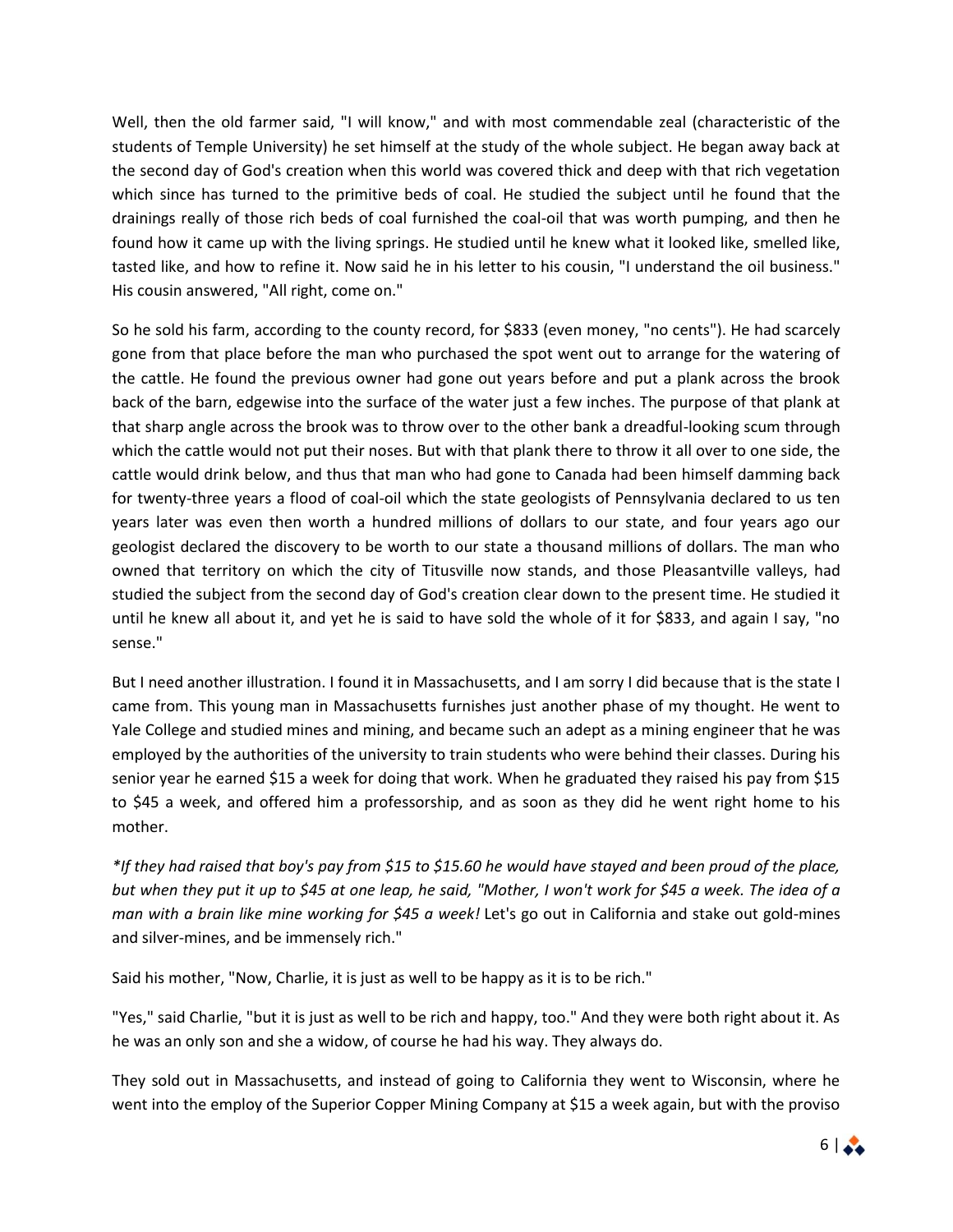Well, then the old farmer said, "I will know," and with most commendable zeal (characteristic of the students of Temple University) he set himself at the study of the whole subject. He began away back at the second day of God's creation when this world was covered thick and deep with that rich vegetation which since has turned to the primitive beds of coal. He studied the subject until he found that the drainings really of those rich beds of coal furnished the coal-oil that was worth pumping, and then he found how it came up with the living springs. He studied until he knew what it looked like, smelled like, tasted like, and how to refine it. Now said he in his letter to his cousin, "I understand the oil business." His cousin answered, "All right, come on."

So he sold his farm, according to the county record, for $833 (even money, "no cents"). He had scarcely gone from that place before the man who purchased the spot went out to arrange for the watering of the cattle. He found the previous owner had gone out years before and put a plank across the brook back of the barn, edgewise into the surface of the water just a few inches. The purpose of that plank at that sharp angle across the brook was to throw over to the other bank a dreadful-looking scum through which the cattle would not put their noses. But with that plank there to throw it all over to one side, the cattle would drink below, and thus that man who had gone to Canada had been himself damming back for twenty-three years a flood of coal-oil which the state geologists of Pennsylvania declared to us ten years later was even then worth a hundred millions of dollars to our state, and four years ago our geologist declared the discovery to be worth to our state a thousand millions of dollars. The man who owned that territory on which the city of Titusville now stands, and those Pleasantville valleys, had studied the subject from the second day of God's creation clear down to the present time. He studied it until he knew all about it, and yet he is said to have sold the whole of it for $833, and again I say, "no sense."

But I need another illustration. I found it in Massachusetts, and I am sorry I did because that is the state I came from. This young man in Massachusetts furnishes just another phase of my thought. He went to Yale College and studied mines and mining, and became such an adept as a mining engineer that he was employed by the authorities of the university to train students who were behind their classes. During his senior year he earned $15 a week for doing that work. When he graduated they raised his pay from $15 to $45 a week, and offered him a professorship, and as soon as they did he went right home to his mother.

*\*If they had raised that boy's pay from $15 to $15.60 he would have stayed and been proud of the place, but when they put it up to $45 at one leap, he said, "Mother, I won't work for $45 a week. The idea of a man with a brain like mine working for $45 a week!* Let's go out in California and stake out gold-mines and silver-mines, and be immensely rich."

Said his mother, "Now, Charlie, it is just as well to be happy as it is to be rich."

"Yes," said Charlie, "but it is just as well to be rich and happy, too." And they were both right about it. As he was an only son and she a widow, of course he had his way. They always do.

They sold out in Massachusetts, and instead of going to California they went to Wisconsin, where he went into the employ of the Superior Copper Mining Company at $15 a week again, but with the proviso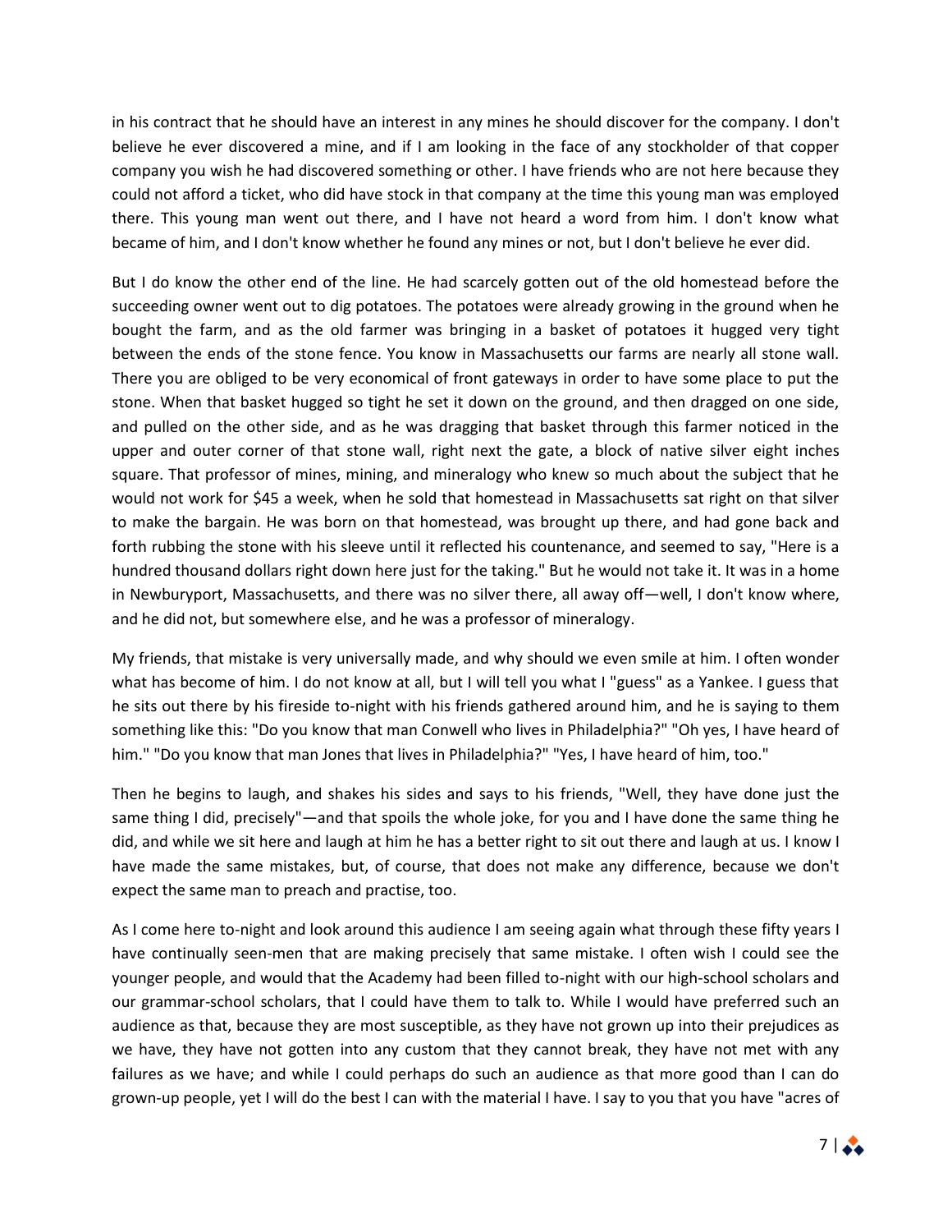in his contract that he should have an interest in any mines he should discover for the company. I don't believe he ever discovered a mine, and if I am looking in the face of any stockholder of that copper company you wish he had discovered something or other. I have friends who are not here because they could not afford a ticket, who did have stock in that company at the time this young man was employed there. This young man went out there, and I have not heard a word from him. I don't know what became of him, and I don't know whether he found any mines or not, but I don't believe he ever did.

But I do know the other end of the line. He had scarcely gotten out of the old homestead before the succeeding owner went out to dig potatoes. The potatoes were already growing in the ground when he bought the farm, and as the old farmer was bringing in a basket of potatoes it hugged very tight between the ends of the stone fence. You know in Massachusetts our farms are nearly all stone wall. There you are obliged to be very economical of front gateways in order to have some place to put the stone. When that basket hugged so tight he set it down on the ground, and then dragged on one side, and pulled on the other side, and as he was dragging that basket through this farmer noticed in the upper and outer corner of that stone wall, right next the gate, a block of native silver eight inches square. That professor of mines, mining, and mineralogy who knew so much about the subject that he would not work for $45 a week, when he sold that homestead in Massachusetts sat right on that silver to make the bargain. He was born on that homestead, was brought up there, and had gone back and forth rubbing the stone with his sleeve until it reflected his countenance, and seemed to say, "Here is a hundred thousand dollars right down here just for the taking." But he would not take it. It was in a home in Newburyport, Massachusetts, and there was no silver there, all away off—well, I don't know where, and he did not, but somewhere else, and he was a professor of mineralogy.

My friends, that mistake is very universally made, and why should we even smile at him. I often wonder what has become of him. I do not know at all, but I will tell you what I "guess" as a Yankee. I guess that he sits out there by his fireside to-night with his friends gathered around him, and he is saying to them something like this: "Do you know that man Conwell who lives in Philadelphia?" "Oh yes, I have heard of him." "Do you know that man Jones that lives in Philadelphia?" "Yes, I have heard of him, too."

Then he begins to laugh, and shakes his sides and says to his friends, "Well, they have done just the same thing I did, precisely"—and that spoils the whole joke, for you and I have done the same thing he did, and while we sit here and laugh at him he has a better right to sit out there and laugh at us. I know I have made the same mistakes, but, of course, that does not make any difference, because we don't expect the same man to preach and practise, too.

As I come here to-night and look around this audience I am seeing again what through these fifty years I have continually seen-men that are making precisely that same mistake. I often wish I could see the younger people, and would that the Academy had been filled to-night with our high-school scholars and our grammar-school scholars, that I could have them to talk to. While I would have preferred such an audience as that, because they are most susceptible, as they have not grown up into their prejudices as we have, they have not gotten into any custom that they cannot break, they have not met with any failures as we have; and while I could perhaps do such an audience as that more good than I can do grown-up people, yet I will do the best I can with the material I have. I say to you that you have "acres of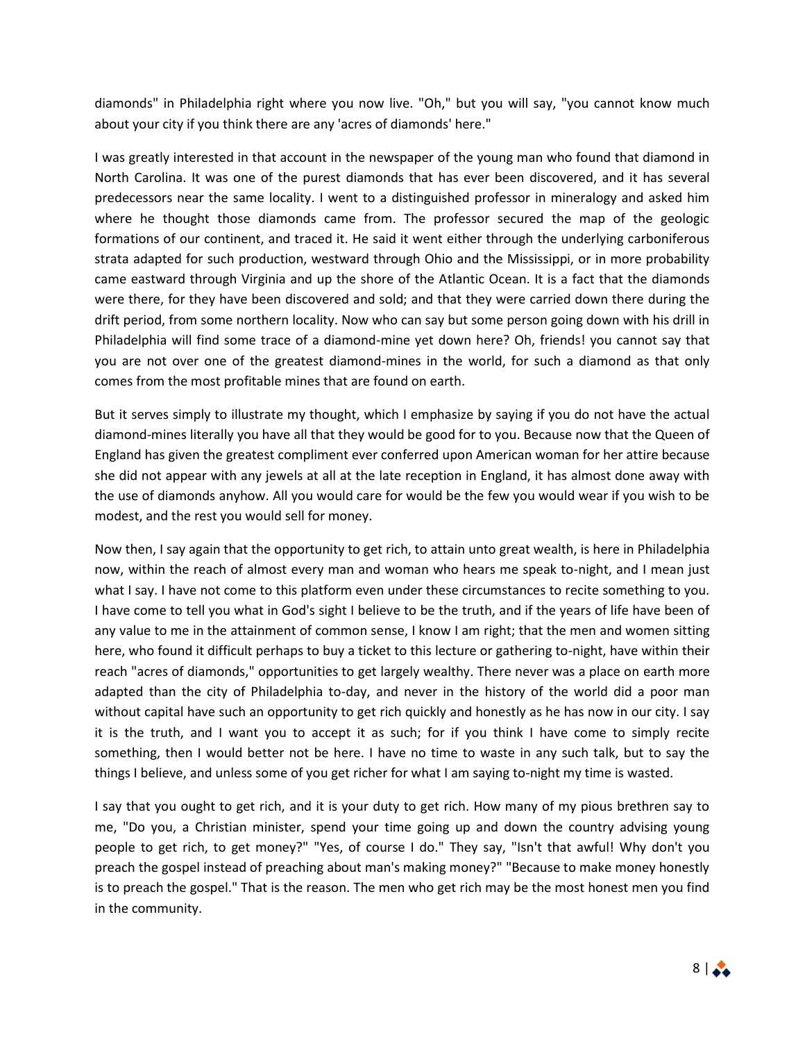diamonds" in Philadelphia right where you now live. "Oh," but you will say, "you cannot know much about your city if you think there are any 'acres of diamonds' here."

I was greatly interested in that account in the newspaper of the young man who found that diamond in North Carolina. It was one of the purest diamonds that has ever been discovered, and it has several predecessors near the same locality. I went to a distinguished professor in mineralogy and asked him where he thought those diamonds came from. The professor secured the map of the geologic formations of our continent, and traced it. He said it went either through the underlying carboniferous strata adapted for such production, westward through Ohio and the Mississippi, or in more probability came eastward through Virginia and up the shore of the Atlantic Ocean. It is a fact that the diamonds were there, for they have been discovered and sold; and that they were carried down there during the drift period, from some northern locality. Now who can say but some person going down with his drill in Philadelphia will find some trace of a diamond-mine yet down here? Oh, friends! you cannot say that you are not over one of the greatest diamond-mines in the world, for such a diamond as that only comes from the most profitable mines that are found on earth.

But it serves simply to illustrate my thought, which I emphasize by saying if you do not have the actual diamond-mines literally you have all that they would be good for to you. Because now that the Queen of England has given the greatest compliment ever conferred upon American woman for her attire because she did not appear with any jewels at all at the late reception in England, it has almost done away with the use of diamonds anyhow. All you would care for would be the few you would wear if you wish to be modest, and the rest you would sell for money.

Now then, I say again that the opportunity to get rich, to attain unto great wealth, is here in Philadelphia now, within the reach of almost every man and woman who hears me speak to-night, and I mean just what I say. I have not come to this platform even under these circumstances to recite something to you. I have come to tell you what in God's sight I believe to be the truth, and if the years of life have been of any value to me in the attainment of common sense, I know I am right; that the men and women sitting here, who found it difficult perhaps to buy a ticket to this lecture or gathering to-night, have within their reach "acres of diamonds," opportunities to get largely wealthy. There never was a place on earth more adapted than the city of Philadelphia to-day, and never in the history of the world did a poor man without capital have such an opportunity to get rich quickly and honestly as he has now in our city. I say it is the truth, and I want you to accept it as such; for if you think I have come to simply recite something, then I would better not be here. I have no time to waste in any such talk, but to say the things I believe, and unless some of you get richer for what I am saying to-night my time is wasted.

I say that you ought to get rich, and it is your duty to get rich. How many of my pious brethren say to me, "Do you, a Christian minister, spend your time going up and down the country advising young people to get rich, to get money?" "Yes, of course I do." They say, "Isn't that awful! Why don't you preach the gospel instead of preaching about man's making money?" "Because to make money honestly is to preach the gospel." That is the reason. The men who get rich may be the most honest men you find in the community.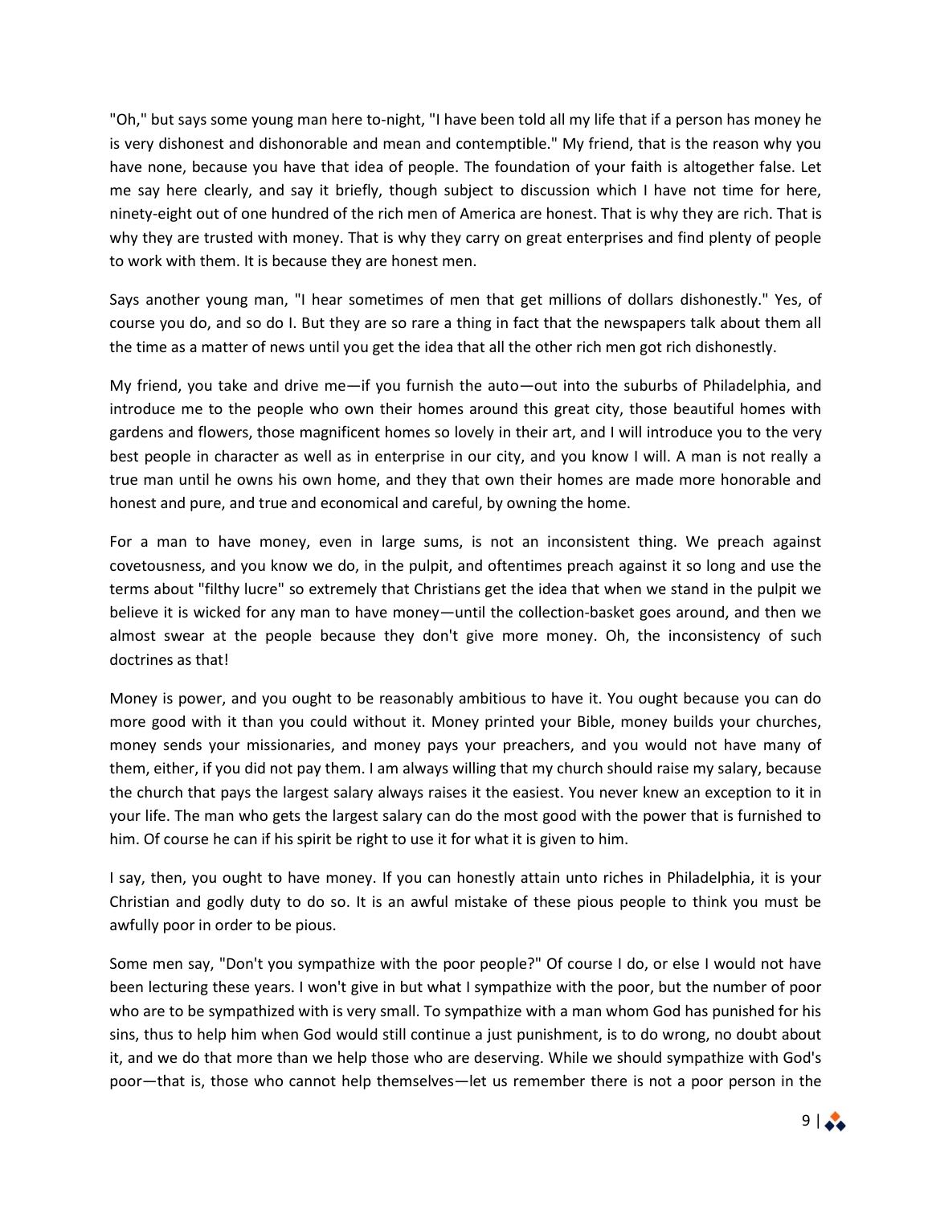"Oh," but says some young man here to-night, "I have been told all my life that if a person has money he is very dishonest and dishonorable and mean and contemptible." My friend, that is the reason why you have none, because you have that idea of people. The foundation of your faith is altogether false. Let me say here clearly, and say it briefly, though subject to discussion which I have not time for here, ninety-eight out of one hundred of the rich men of America are honest. That is why they are rich. That is why they are trusted with money. That is why they carry on great enterprises and find plenty of people to work with them. It is because they are honest men.

Says another young man, "I hear sometimes of men that get millions of dollars dishonestly." Yes, of course you do, and so do I. But they are so rare a thing in fact that the newspapers talk about them all the time as a matter of news until you get the idea that all the other rich men got rich dishonestly.

My friend, you take and drive me—if you furnish the auto—out into the suburbs of Philadelphia, and introduce me to the people who own their homes around this great city, those beautiful homes with gardens and flowers, those magnificent homes so lovely in their art, and I will introduce you to the very best people in character as well as in enterprise in our city, and you know I will. A man is not really a true man until he owns his own home, and they that own their homes are made more honorable and honest and pure, and true and economical and careful, by owning the home.

For a man to have money, even in large sums, is not an inconsistent thing. We preach against covetousness, and you know we do, in the pulpit, and oftentimes preach against it so long and use the terms about "filthy lucre" so extremely that Christians get the idea that when we stand in the pulpit we believe it is wicked for any man to have money—until the collection-basket goes around, and then we almost swear at the people because they don't give more money. Oh, the inconsistency of such doctrines as that!

Money is power, and you ought to be reasonably ambitious to have it. You ought because you can do more good with it than you could without it. Money printed your Bible, money builds your churches, money sends your missionaries, and money pays your preachers, and you would not have many of them, either, if you did not pay them. I am always willing that my church should raise my salary, because the church that pays the largest salary always raises it the easiest. You never knew an exception to it in your life. The man who gets the largest salary can do the most good with the power that is furnished to him. Of course he can if his spirit be right to use it for what it is given to him.

I say, then, you ought to have money. If you can honestly attain unto riches in Philadelphia, it is your Christian and godly duty to do so. It is an awful mistake of these pious people to think you must be awfully poor in order to be pious.

Some men say, "Don't you sympathize with the poor people?" Of course I do, or else I would not have been lecturing these years. I won't give in but what I sympathize with the poor, but the number of poor who are to be sympathized with is very small. To sympathize with a man whom God has punished for his sins, thus to help him when God would still continue a just punishment, is to do wrong, no doubt about it, and we do that more than we help those who are deserving. While we should sympathize with God's poor—that is, those who cannot help themselves—let us remember there is not a poor person in the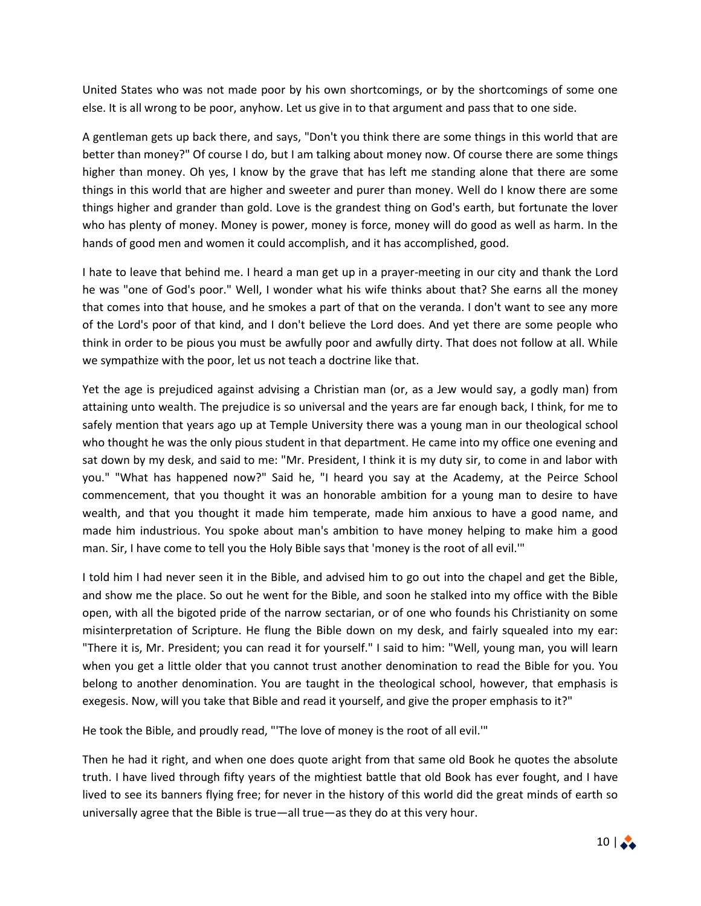United States who was not made poor by his own shortcomings, or by the shortcomings of some one else. It is all wrong to be poor, anyhow. Let us give in to that argument and pass that to one side.

A gentleman gets up back there, and says, "Don't you think there are some things in this world that are better than money?" Of course I do, but I am talking about money now. Of course there are some things higher than money. Oh yes, I know by the grave that has left me standing alone that there are some things in this world that are higher and sweeter and purer than money. Well do I know there are some things higher and grander than gold. Love is the grandest thing on God's earth, but fortunate the lover who has plenty of money. Money is power, money is force, money will do good as well as harm. In the hands of good men and women it could accomplish, and it has accomplished, good.

I hate to leave that behind me. I heard a man get up in a prayer-meeting in our city and thank the Lord he was "one of God's poor." Well, I wonder what his wife thinks about that? She earns all the money that comes into that house, and he smokes a part of that on the veranda. I don't want to see any more of the Lord's poor of that kind, and I don't believe the Lord does. And yet there are some people who think in order to be pious you must be awfully poor and awfully dirty. That does not follow at all. While we sympathize with the poor, let us not teach a doctrine like that.

Yet the age is prejudiced against advising a Christian man (or, as a Jew would say, a godly man) from attaining unto wealth. The prejudice is so universal and the years are far enough back, I think, for me to safely mention that years ago up at Temple University there was a young man in our theological school who thought he was the only pious student in that department. He came into my office one evening and sat down by my desk, and said to me: "Mr. President, I think it is my duty sir, to come in and labor with you." "What has happened now?" Said he, "I heard you say at the Academy, at the Peirce School commencement, that you thought it was an honorable ambition for a young man to desire to have wealth, and that you thought it made him temperate, made him anxious to have a good name, and made him industrious. You spoke about man's ambition to have money helping to make him a good man. Sir, I have come to tell you the Holy Bible says that 'money is the root of all evil.'"

I told him I had never seen it in the Bible, and advised him to go out into the chapel and get the Bible, and show me the place. So out he went for the Bible, and soon he stalked into my office with the Bible open, with all the bigoted pride of the narrow sectarian, or of one who founds his Christianity on some misinterpretation of Scripture. He flung the Bible down on my desk, and fairly squealed into my ear: "There it is, Mr. President; you can read it for yourself." I said to him: "Well, young man, you will learn when you get a little older that you cannot trust another denomination to read the Bible for you. You belong to another denomination. You are taught in the theological school, however, that emphasis is exegesis. Now, will you take that Bible and read it yourself, and give the proper emphasis to it?"

He took the Bible, and proudly read, "'The love of money is the root of all evil.'"

Then he had it right, and when one does quote aright from that same old Book he quotes the absolute truth. I have lived through fifty years of the mightiest battle that old Book has ever fought, and I have lived to see its banners flying free; for never in the history of this world did the great minds of earth so universally agree that the Bible is true—all true—as they do at this very hour.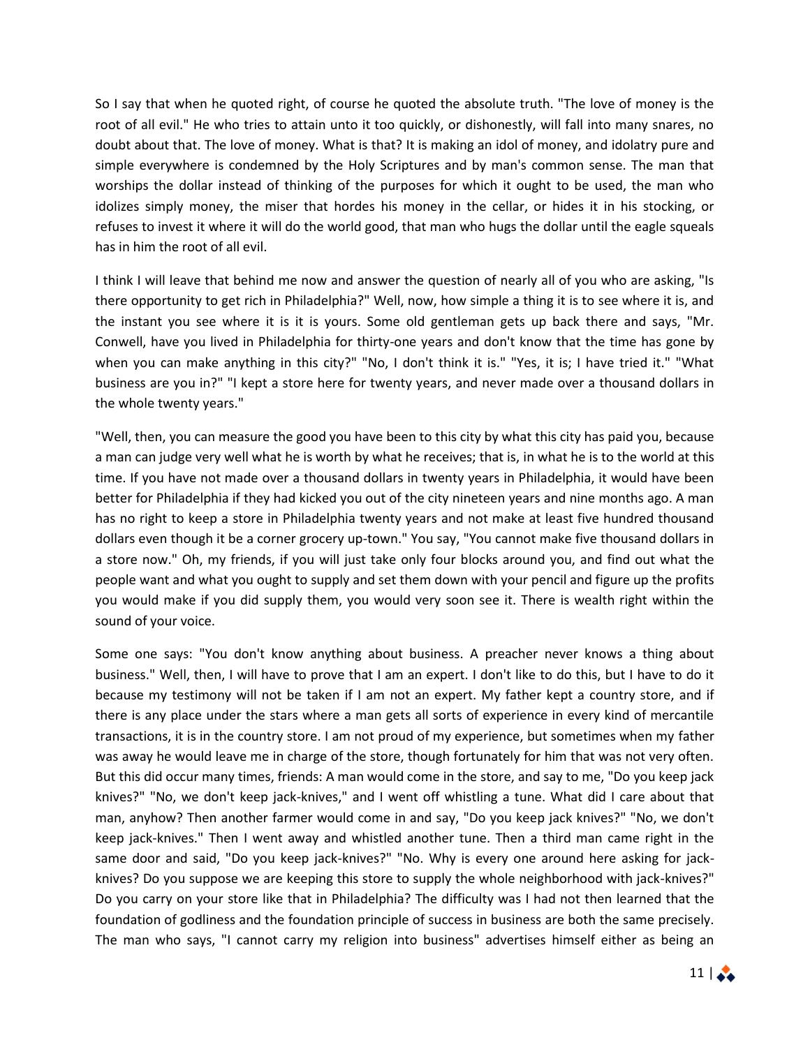So I say that when he quoted right, of course he quoted the absolute truth. "The love of money is the root of all evil." He who tries to attain unto it too quickly, or dishonestly, will fall into many snares, no doubt about that. The love of money. What is that? It is making an idol of money, and idolatry pure and simple everywhere is condemned by the Holy Scriptures and by man's common sense. The man that worships the dollar instead of thinking of the purposes for which it ought to be used, the man who idolizes simply money, the miser that hordes his money in the cellar, or hides it in his stocking, or refuses to invest it where it will do the world good, that man who hugs the dollar until the eagle squeals has in him the root of all evil.

I think I will leave that behind me now and answer the question of nearly all of you who are asking, "Is there opportunity to get rich in Philadelphia?" Well, now, how simple a thing it is to see where it is, and the instant you see where it is it is yours. Some old gentleman gets up back there and says, "Mr. Conwell, have you lived in Philadelphia for thirty-one years and don't know that the time has gone by when you can make anything in this city?" "No, I don't think it is." "Yes, it is; I have tried it." "What business are you in?" "I kept a store here for twenty years, and never made over a thousand dollars in the whole twenty years."

"Well, then, you can measure the good you have been to this city by what this city has paid you, because a man can judge very well what he is worth by what he receives; that is, in what he is to the world at this time. If you have not made over a thousand dollars in twenty years in Philadelphia, it would have been better for Philadelphia if they had kicked you out of the city nineteen years and nine months ago. A man has no right to keep a store in Philadelphia twenty years and not make at least five hundred thousand dollars even though it be a corner grocery up-town." You say, "You cannot make five thousand dollars in a store now." Oh, my friends, if you will just take only four blocks around you, and find out what the people want and what you ought to supply and set them down with your pencil and figure up the profits you would make if you did supply them, you would very soon see it. There is wealth right within the sound of your voice.

Some one says: "You don't know anything about business. A preacher never knows a thing about business." Well, then, I will have to prove that I am an expert. I don't like to do this, but I have to do it because my testimony will not be taken if I am not an expert. My father kept a country store, and if there is any place under the stars where a man gets all sorts of experience in every kind of mercantile transactions, it is in the country store. I am not proud of my experience, but sometimes when my father was away he would leave me in charge of the store, though fortunately for him that was not very often. But this did occur many times, friends: A man would come in the store, and say to me, "Do you keep jack knives?" "No, we don't keep jack-knives," and I went off whistling a tune. What did I care about that man, anyhow? Then another farmer would come in and say, "Do you keep jack knives?" "No, we don't keep jack-knives." Then I went away and whistled another tune. Then a third man came right in the same door and said, "Do you keep jack-knives?" "No. Why is every one around here asking for jack-knives? Do you suppose we are keeping this store to supply the whole neighborhood with jack-knives?" Do you carry on your store like that in Philadelphia? The difficulty was I had not then learned that the foundation of godliness and the foundation principle of success in business are both the same precisely. The man who says, "I cannot carry my religion into business" advertises himself either as being an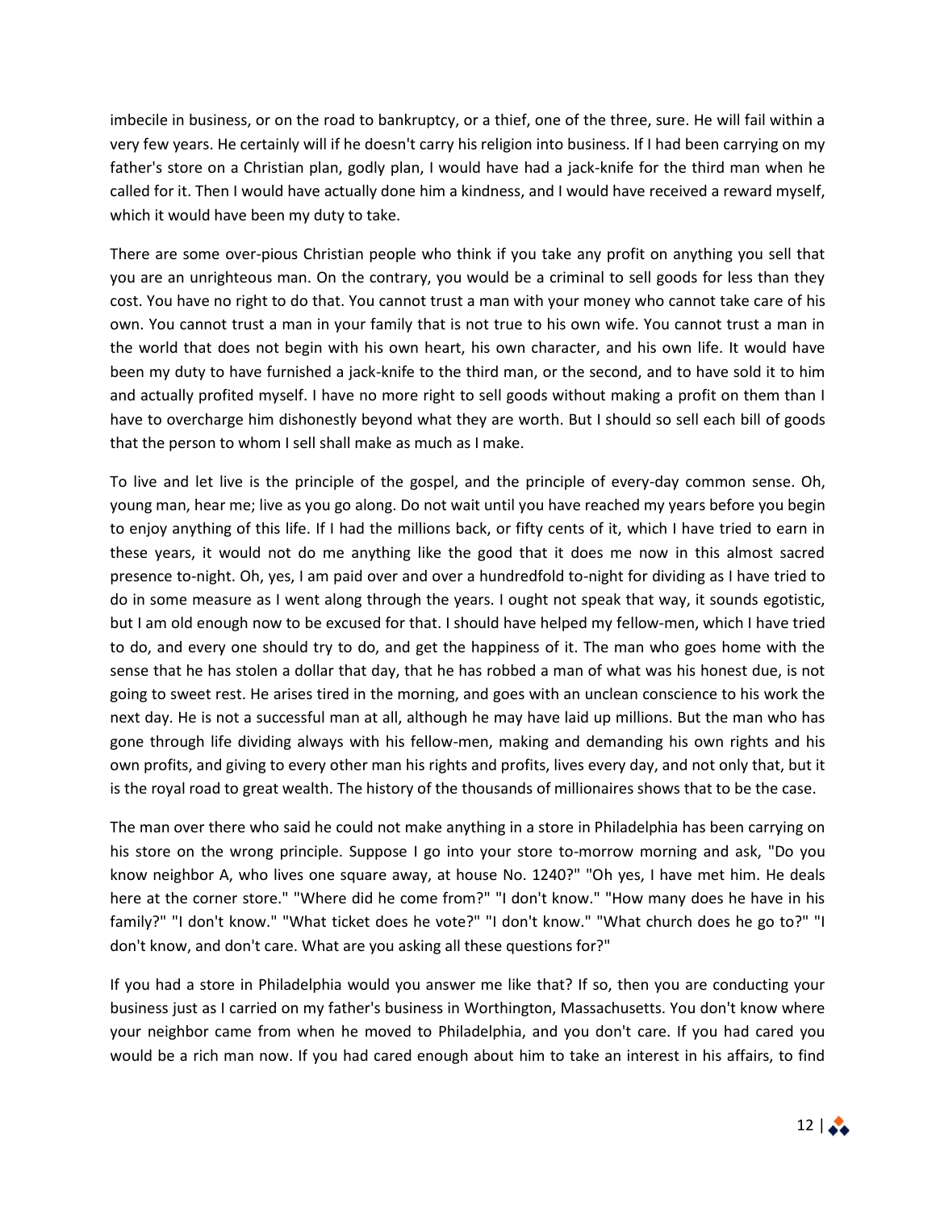imbecile in business, or on the road to bankruptcy, or a thief, one of the three, sure. He will fail within a very few years. He certainly will if he doesn't carry his religion into business. If I had been carrying on my father's store on a Christian plan, godly plan, I would have had a jack-knife for the third man when he called for it. Then I would have actually done him a kindness, and I would have received a reward myself, which it would have been my duty to take.

There are some over-pious Christian people who think if you take any profit on anything you sell that you are an unrighteous man. On the contrary, you would be a criminal to sell goods for less than they cost. You have no right to do that. You cannot trust a man with your money who cannot take care of his own. You cannot trust a man in your family that is not true to his own wife. You cannot trust a man in the world that does not begin with his own heart, his own character, and his own life. It would have been my duty to have furnished a jack-knife to the third man, or the second, and to have sold it to him and actually profited myself. I have no more right to sell goods without making a profit on them than I have to overcharge him dishonestly beyond what they are worth. But I should so sell each bill of goods that the person to whom I sell shall make as much as I make.

To live and let live is the principle of the gospel, and the principle of every-day common sense. Oh, young man, hear me; live as you go along. Do not wait until you have reached my years before you begin to enjoy anything of this life. If I had the millions back, or fifty cents of it, which I have tried to earn in these years, it would not do me anything like the good that it does me now in this almost sacred presence to-night. Oh, yes, I am paid over and over a hundredfold to-night for dividing as I have tried to do in some measure as I went along through the years. I ought not speak that way, it sounds egotistic, but I am old enough now to be excused for that. I should have helped my fellow-men, which I have tried to do, and every one should try to do, and get the happiness of it. The man who goes home with the sense that he has stolen a dollar that day, that he has robbed a man of what was his honest due, is not going to sweet rest. He arises tired in the morning, and goes with an unclean conscience to his work the next day. He is not a successful man at all, although he may have laid up millions. But the man who has gone through life dividing always with his fellow-men, making and demanding his own rights and his own profits, and giving to every other man his rights and profits, lives every day, and not only that, but it is the royal road to great wealth. The history of the thousands of millionaires shows that to be the case.

The man over there who said he could not make anything in a store in Philadelphia has been carrying on his store on the wrong principle. Suppose I go into your store to-morrow morning and ask, "Do you know neighbor A, who lives one square away, at house No. 1240?" "Oh yes, I have met him. He deals here at the corner store." "Where did he come from?" "I don't know." "How many does he have in his family?" "I don't know." "What ticket does he vote?" "I don't know." "What church does he go to?" "I don't know, and don't care. What are you asking all these questions for?"

If you had a store in Philadelphia would you answer me like that? If so, then you are conducting your business just as I carried on my father's business in Worthington, Massachusetts. You don't know where your neighbor came from when he moved to Philadelphia, and you don't care. If you had cared you would be a rich man now. If you had cared enough about him to take an interest in his affairs, to find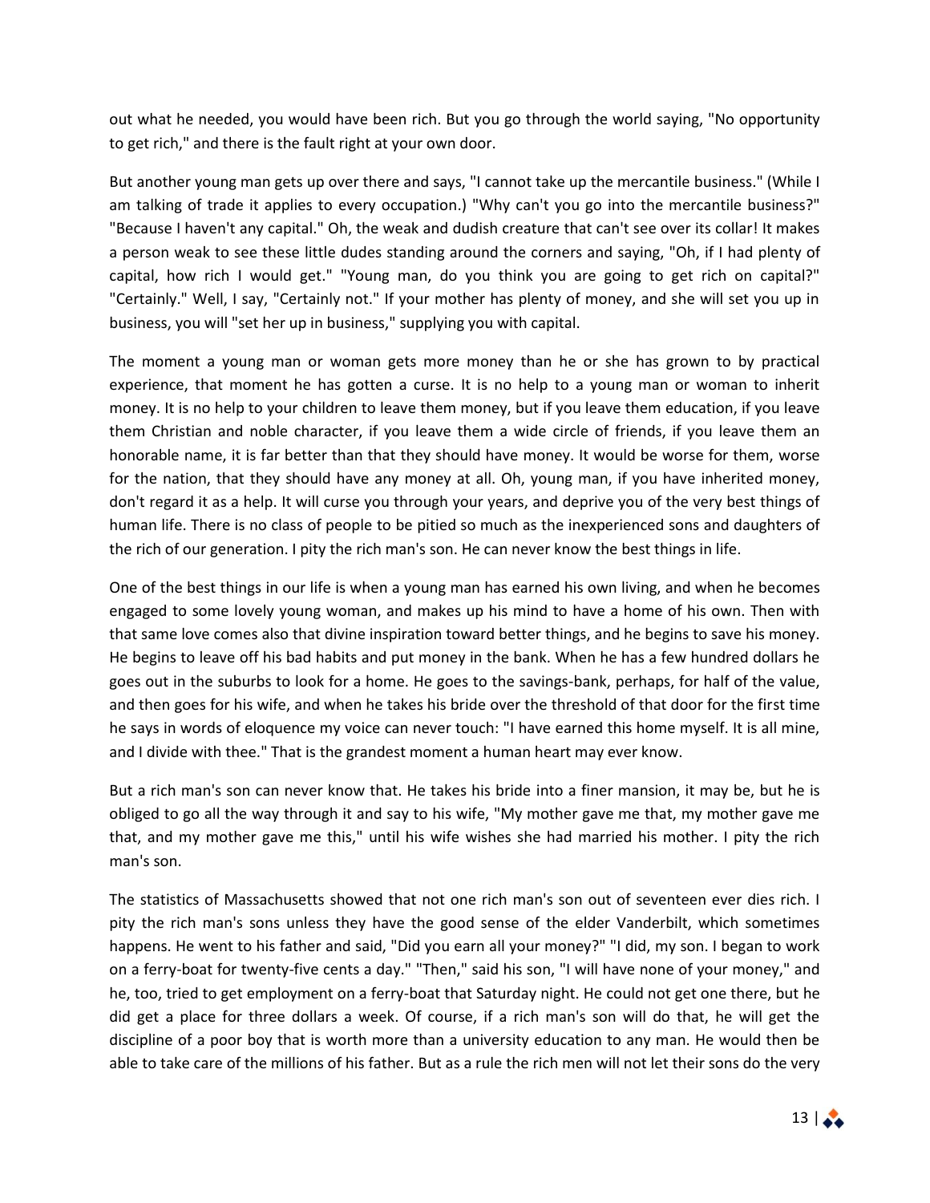out what he needed, you would have been rich. But you go through the world saying, "No opportunity to get rich," and there is the fault right at your own door.

But another young man gets up over there and says, "I cannot take up the mercantile business." (While I am talking of trade it applies to every occupation.) "Why can't you go into the mercantile business?" "Because I haven't any capital." Oh, the weak and dudish creature that can't see over its collar! It makes a person weak to see these little dudes standing around the corners and saying, "Oh, if I had plenty of capital, how rich I would get." "Young man, do you think you are going to get rich on capital?" "Certainly." Well, I say, "Certainly not." If your mother has plenty of money, and she will set you up in business, you will "set her up in business," supplying you with capital.

The moment a young man or woman gets more money than he or she has grown to by practical experience, that moment he has gotten a curse. It is no help to a young man or woman to inherit money. It is no help to your children to leave them money, but if you leave them education, if you leave them Christian and noble character, if you leave them a wide circle of friends, if you leave them an honorable name, it is far better than that they should have money. It would be worse for them, worse for the nation, that they should have any money at all. Oh, young man, if you have inherited money, don't regard it as a help. It will curse you through your years, and deprive you of the very best things of human life. There is no class of people to be pitied so much as the inexperienced sons and daughters of the rich of our generation. I pity the rich man's son. He can never know the best things in life.

One of the best things in our life is when a young man has earned his own living, and when he becomes engaged to some lovely young woman, and makes up his mind to have a home of his own. Then with that same love comes also that divine inspiration toward better things, and he begins to save his money. He begins to leave off his bad habits and put money in the bank. When he has a few hundred dollars he goes out in the suburbs to look for a home. He goes to the savings-bank, perhaps, for half of the value, and then goes for his wife, and when he takes his bride over the threshold of that door for the first time he says in words of eloquence my voice can never touch: "I have earned this home myself. It is all mine, and I divide with thee." That is the grandest moment a human heart may ever know.

But a rich man's son can never know that. He takes his bride into a finer mansion, it may be, but he is obliged to go all the way through it and say to his wife, "My mother gave me that, my mother gave me that, and my mother gave me this," until his wife wishes she had married his mother. I pity the rich man's son.

The statistics of Massachusetts showed that not one rich man's son out of seventeen ever dies rich. I pity the rich man's sons unless they have the good sense of the elder Vanderbilt, which sometimes happens. He went to his father and said, "Did you earn all your money?" "I did, my son. I began to work on a ferry-boat for twenty-five cents a day." "Then," said his son, "I will have none of your money," and he, too, tried to get employment on a ferry-boat that Saturday night. He could not get one there, but he did get a place for three dollars a week. Of course, if a rich man's son will do that, he will get the discipline of a poor boy that is worth more than a university education to any man. He would then be able to take care of the millions of his father. But as a rule the rich men will not let their sons do the very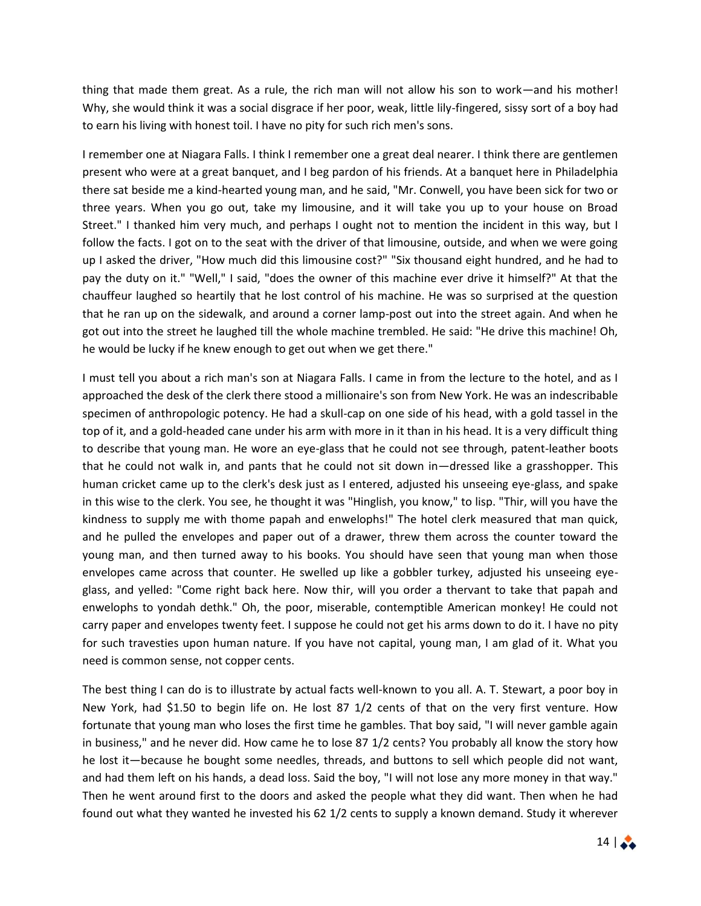thing that made them great. As a rule, the rich man will not allow his son to work—and his mother! Why, she would think it was a social disgrace if her poor, weak, little lily-fingered, sissy sort of a boy had to earn his living with honest toil. I have no pity for such rich men's sons.

I remember one at Niagara Falls. I think I remember one a great deal nearer. I think there are gentlemen present who were at a great banquet, and I beg pardon of his friends. At a banquet here in Philadelphia there sat beside me a kind-hearted young man, and he said, "Mr. Conwell, you have been sick for two or three years. When you go out, take my limousine, and it will take you up to your house on Broad Street." I thanked him very much, and perhaps I ought not to mention the incident in this way, but I follow the facts. I got on to the seat with the driver of that limousine, outside, and when we were going up I asked the driver, "How much did this limousine cost?" "Six thousand eight hundred, and he had to pay the duty on it." "Well," I said, "does the owner of this machine ever drive it himself?" At that the chauffeur laughed so heartily that he lost control of his machine. He was so surprised at the question that he ran up on the sidewalk, and around a corner lamp-post out into the street again. And when he got out into the street he laughed till the whole machine trembled. He said: "He drive this machine! Oh, he would be lucky if he knew enough to get out when we get there."

I must tell you about a rich man's son at Niagara Falls. I came in from the lecture to the hotel, and as I approached the desk of the clerk there stood a millionaire's son from New York. He was an indescribable specimen of anthropologic potency. He had a skull-cap on one side of his head, with a gold tassel in the top of it, and a gold-headed cane under his arm with more in it than in his head. It is a very difficult thing to describe that young man. He wore an eye-glass that he could not see through, patent-leather boots that he could not walk in, and pants that he could not sit down in—dressed like a grasshopper. This human cricket came up to the clerk's desk just as I entered, adjusted his unseeing eye-glass, and spake in this wise to the clerk. You see, he thought it was "Hinglish, you know," to lisp. "Thir, will you have the kindness to supply me with thome papah and enwelophs!" The hotel clerk measured that man quick, and he pulled the envelopes and paper out of a drawer, threw them across the counter toward the young man, and then turned away to his books. You should have seen that young man when those envelopes came across that counter. He swelled up like a gobbler turkey, adjusted his unseeing eye-glass, and yelled: "Come right back here. Now thir, will you order a thervant to take that papah and enwelophs to yondah dethk." Oh, the poor, miserable, contemptible American monkey! He could not carry paper and envelopes twenty feet. I suppose he could not get his arms down to do it. I have no pity for such travesties upon human nature. If you have not capital, young man, I am glad of it. What you need is common sense, not copper cents.

The best thing I can do is to illustrate by actual facts well-known to you all. A. T. Stewart, a poor boy in New York, had $1.50 to begin life on. He lost 87 1/2 cents of that on the very first venture. How fortunate that young man who loses the first time he gambles. That boy said, "I will never gamble again in business," and he never did. How came he to lose 87 1/2 cents? You probably all know the story how he lost it—because he bought some needles, threads, and buttons to sell which people did not want, and had them left on his hands, a dead loss. Said the boy, "I will not lose any more money in that way." Then he went around first to the doors and asked the people what they did want. Then when he had found out what they wanted he invested his 62 1/2 cents to supply a known demand. Study it wherever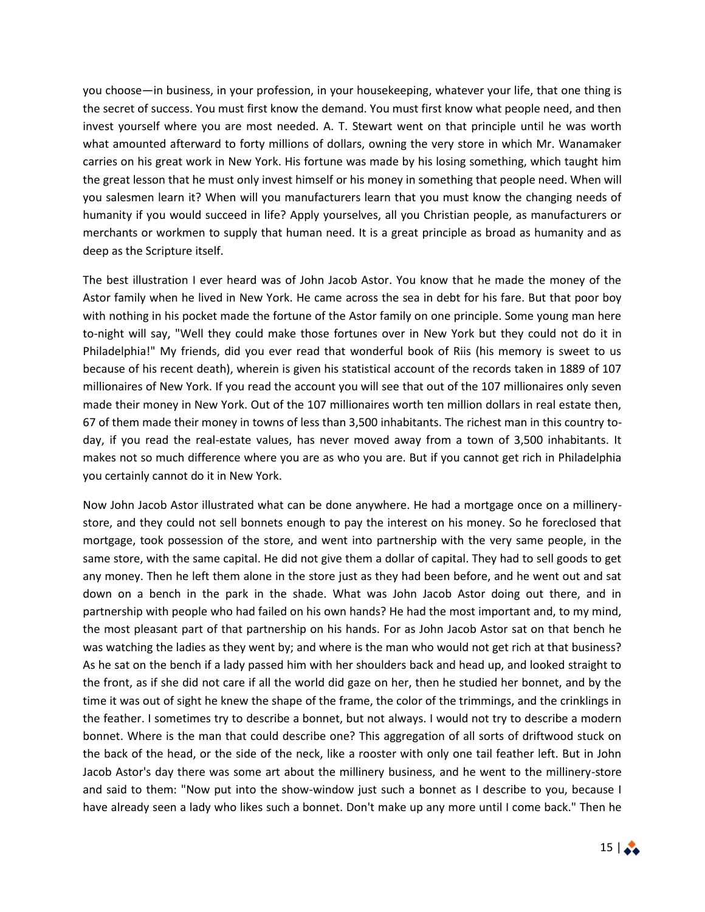you choose—in business, in your profession, in your housekeeping, whatever your life, that one thing is the secret of success. You must first know the demand. You must first know what people need, and then invest yourself where you are most needed. A. T. Stewart went on that principle until he was worth what amounted afterward to forty millions of dollars, owning the very store in which Mr. Wanamaker carries on his great work in New York. His fortune was made by his losing something, which taught him the great lesson that he must only invest himself or his money in something that people need. When will you salesmen learn it? When will you manufacturers learn that you must know the changing needs of humanity if you would succeed in life? Apply yourselves, all you Christian people, as manufacturers or merchants or workmen to supply that human need. It is a great principle as broad as humanity and as deep as the Scripture itself.

The best illustration I ever heard was of John Jacob Astor. You know that he made the money of the Astor family when he lived in New York. He came across the sea in debt for his fare. But that poor boy with nothing in his pocket made the fortune of the Astor family on one principle. Some young man here to-night will say, "Well they could make those fortunes over in New York but they could not do it in Philadelphia!" My friends, did you ever read that wonderful book of Riis (his memory is sweet to us because of his recent death), wherein is given his statistical account of the records taken in 1889 of 107 millionaires of New York. If you read the account you will see that out of the 107 millionaires only seven made their money in New York. Out of the 107 millionaires worth ten million dollars in real estate then, 67 of them made their money in towns of less than 3,500 inhabitants. The richest man in this country to-day, if you read the real-estate values, has never moved away from a town of 3,500 inhabitants. It makes not so much difference where you are as who you are. But if you cannot get rich in Philadelphia you certainly cannot do it in New York.

Now John Jacob Astor illustrated what can be done anywhere. He had a mortgage once on a millinery-store, and they could not sell bonnets enough to pay the interest on his money. So he foreclosed that mortgage, took possession of the store, and went into partnership with the very same people, in the same store, with the same capital. He did not give them a dollar of capital. They had to sell goods to get any money. Then he left them alone in the store just as they had been before, and he went out and sat down on a bench in the park in the shade. What was John Jacob Astor doing out there, and in partnership with people who had failed on his own hands? He had the most important and, to my mind, the most pleasant part of that partnership on his hands. For as John Jacob Astor sat on that bench he was watching the ladies as they went by; and where is the man who would not get rich at that business? As he sat on the bench if a lady passed him with her shoulders back and head up, and looked straight to the front, as if she did not care if all the world did gaze on her, then he studied her bonnet, and by the time it was out of sight he knew the shape of the frame, the color of the trimmings, and the crinklings in the feather. I sometimes try to describe a bonnet, but not always. I would not try to describe a modern bonnet. Where is the man that could describe one? This aggregation of all sorts of driftwood stuck on the back of the head, or the side of the neck, like a rooster with only one tail feather left. But in John Jacob Astor's day there was some art about the millinery business, and he went to the millinery-store and said to them: "Now put into the show-window just such a bonnet as I describe to you, because I have already seen a lady who likes such a bonnet. Don't make up any more until I come back." Then he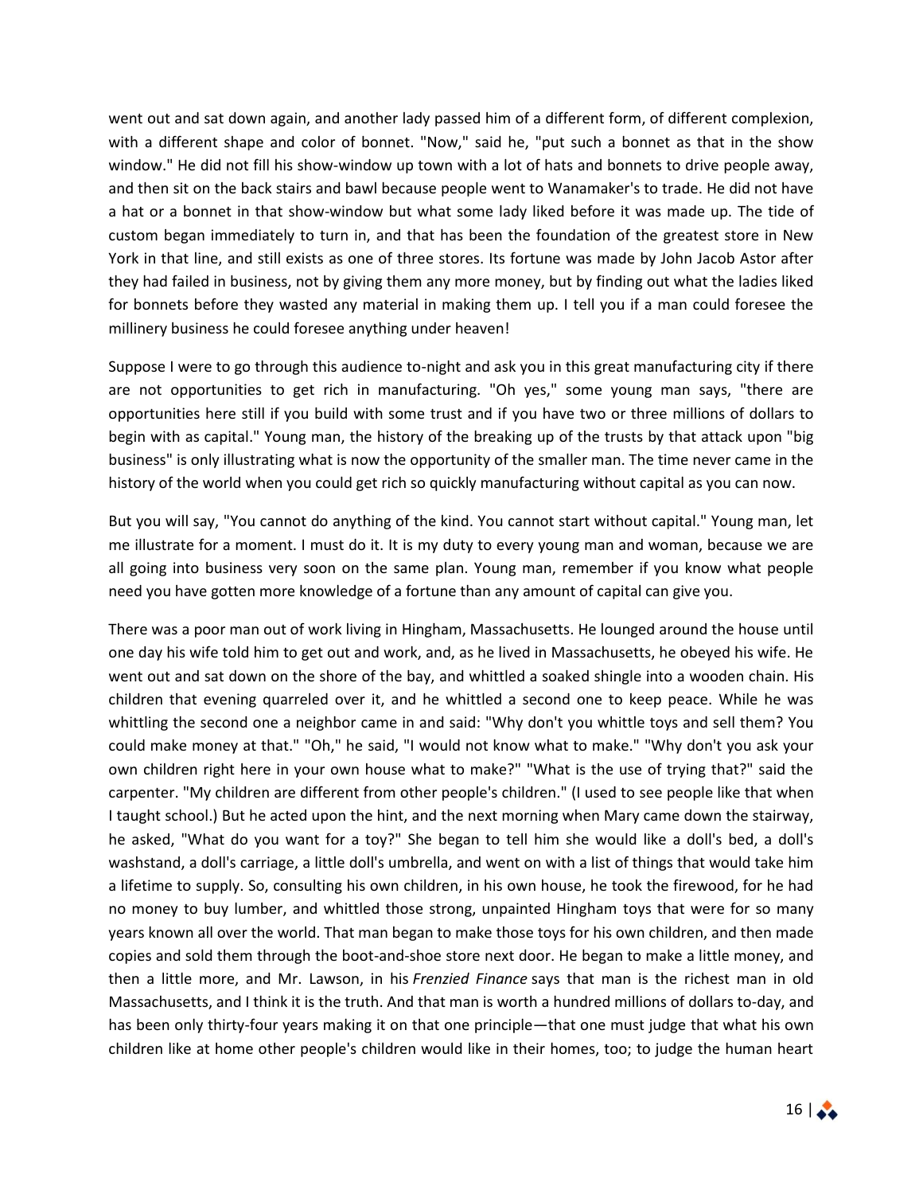went out and sat down again, and another lady passed him of a different form, of different complexion, with a different shape and color of bonnet. "Now," said he, "put such a bonnet as that in the show window." He did not fill his show-window up town with a lot of hats and bonnets to drive people away, and then sit on the back stairs and bawl because people went to Wanamaker's to trade. He did not have a hat or a bonnet in that show-window but what some lady liked before it was made up. The tide of custom began immediately to turn in, and that has been the foundation of the greatest store in New York in that line, and still exists as one of three stores. Its fortune was made by John Jacob Astor after they had failed in business, not by giving them any more money, but by finding out what the ladies liked for bonnets before they wasted any material in making them up. I tell you if a man could foresee the millinery business he could foresee anything under heaven!

Suppose I were to go through this audience to-night and ask you in this great manufacturing city if there are not opportunities to get rich in manufacturing. "Oh yes," some young man says, "there are opportunities here still if you build with some trust and if you have two or three millions of dollars to begin with as capital." Young man, the history of the breaking up of the trusts by that attack upon "big business" is only illustrating what is now the opportunity of the smaller man. The time never came in the history of the world when you could get rich so quickly manufacturing without capital as you can now.

But you will say, "You cannot do anything of the kind. You cannot start without capital." Young man, let me illustrate for a moment. I must do it. It is my duty to every young man and woman, because we are all going into business very soon on the same plan. Young man, remember if you know what people need you have gotten more knowledge of a fortune than any amount of capital can give you.

There was a poor man out of work living in Hingham, Massachusetts. He lounged around the house until one day his wife told him to get out and work, and, as he lived in Massachusetts, he obeyed his wife. He went out and sat down on the shore of the bay, and whittled a soaked shingle into a wooden chain. His children that evening quarreled over it, and he whittled a second one to keep peace. While he was whittling the second one a neighbor came in and said: "Why don't you whittle toys and sell them? You could make money at that." "Oh," he said, "I would not know what to make." "Why don't you ask your own children right here in your own house what to make?" "What is the use of trying that?" said the carpenter. "My children are different from other people's children." (I used to see people like that when I taught school.) But he acted upon the hint, and the next morning when Mary came down the stairway, he asked, "What do you want for a toy?" She began to tell him she would like a doll's bed, a doll's washstand, a doll's carriage, a little doll's umbrella, and went on with a list of things that would take him a lifetime to supply. So, consulting his own children, in his own house, he took the firewood, for he had no money to buy lumber, and whittled those strong, unpainted Hingham toys that were for so many years known all over the world. That man began to make those toys for his own children, and then made copies and sold them through the boot-and-shoe store next door. He began to make a little money, and then a little more, and Mr. Lawson, in his *Frenzied Finance* says that man is the richest man in old Massachusetts, and I think it is the truth. And that man is worth a hundred millions of dollars to-day, and has been only thirty-four years making it on that one principle—that one must judge that what his own children like at home other people's children would like in their homes, too; to judge the human heart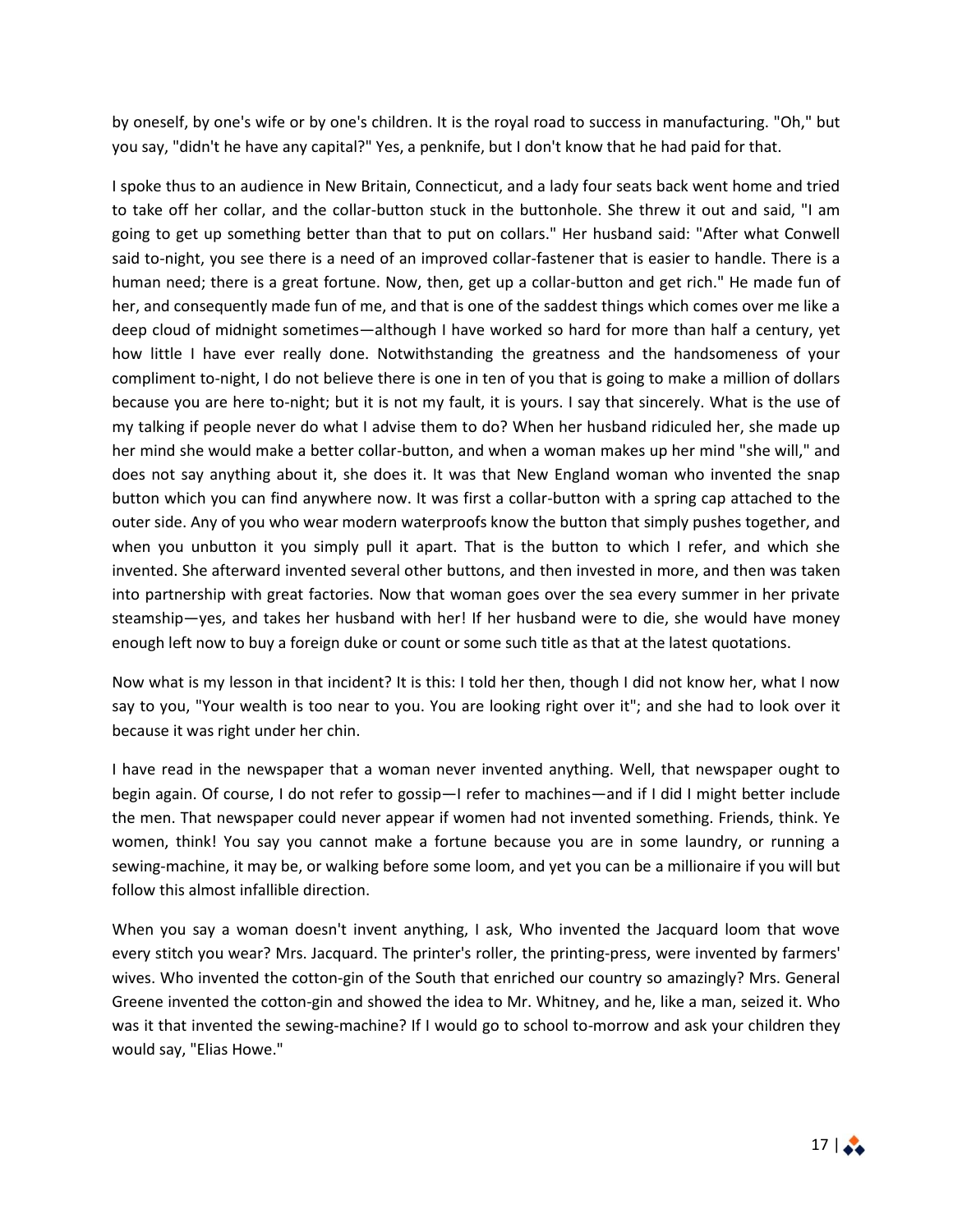by oneself, by one's wife or by one's children. It is the royal road to success in manufacturing. "Oh," but you say, "didn't he have any capital?" Yes, a penknife, but I don't know that he had paid for that.

I spoke thus to an audience in New Britain, Connecticut, and a lady four seats back went home and tried to take off her collar, and the collar-button stuck in the buttonhole. She threw it out and said, "I am going to get up something better than that to put on collars." Her husband said: "After what Conwell said to-night, you see there is a need of an improved collar-fastener that is easier to handle. There is a human need; there is a great fortune. Now, then, get up a collar-button and get rich." He made fun of her, and consequently made fun of me, and that is one of the saddest things which comes over me like a deep cloud of midnight sometimes—although I have worked so hard for more than half a century, yet how little I have ever really done. Notwithstanding the greatness and the handsomeness of your compliment to-night, I do not believe there is one in ten of you that is going to make a million of dollars because you are here to-night; but it is not my fault, it is yours. I say that sincerely. What is the use of my talking if people never do what I advise them to do? When her husband ridiculed her, she made up her mind she would make a better collar-button, and when a woman makes up her mind "she will," and does not say anything about it, she does it. It was that New England woman who invented the snap button which you can find anywhere now. It was first a collar-button with a spring cap attached to the outer side. Any of you who wear modern waterproofs know the button that simply pushes together, and when you unbutton it you simply pull it apart. That is the button to which I refer, and which she invented. She afterward invented several other buttons, and then invested in more, and then was taken into partnership with great factories. Now that woman goes over the sea every summer in her private steamship—yes, and takes her husband with her! If her husband were to die, she would have money enough left now to buy a foreign duke or count or some such title as that at the latest quotations.

Now what is my lesson in that incident? It is this: I told her then, though I did not know her, what I now say to you, "Your wealth is too near to you. You are looking right over it"; and she had to look over it because it was right under her chin.

I have read in the newspaper that a woman never invented anything. Well, that newspaper ought to begin again. Of course, I do not refer to gossip—I refer to machines—and if I did I might better include the men. That newspaper could never appear if women had not invented something. Friends, think. Ye women, think! You say you cannot make a fortune because you are in some laundry, or running a sewing-machine, it may be, or walking before some loom, and yet you can be a millionaire if you will but follow this almost infallible direction.

When you say a woman doesn't invent anything, I ask, Who invented the Jacquard loom that wove every stitch you wear? Mrs. Jacquard. The printer's roller, the printing-press, were invented by farmers' wives. Who invented the cotton-gin of the South that enriched our country so amazingly? Mrs. General Greene invented the cotton-gin and showed the idea to Mr. Whitney, and he, like a man, seized it. Who was it that invented the sewing-machine? If I would go to school to-morrow and ask your children they would say, "Elias Howe."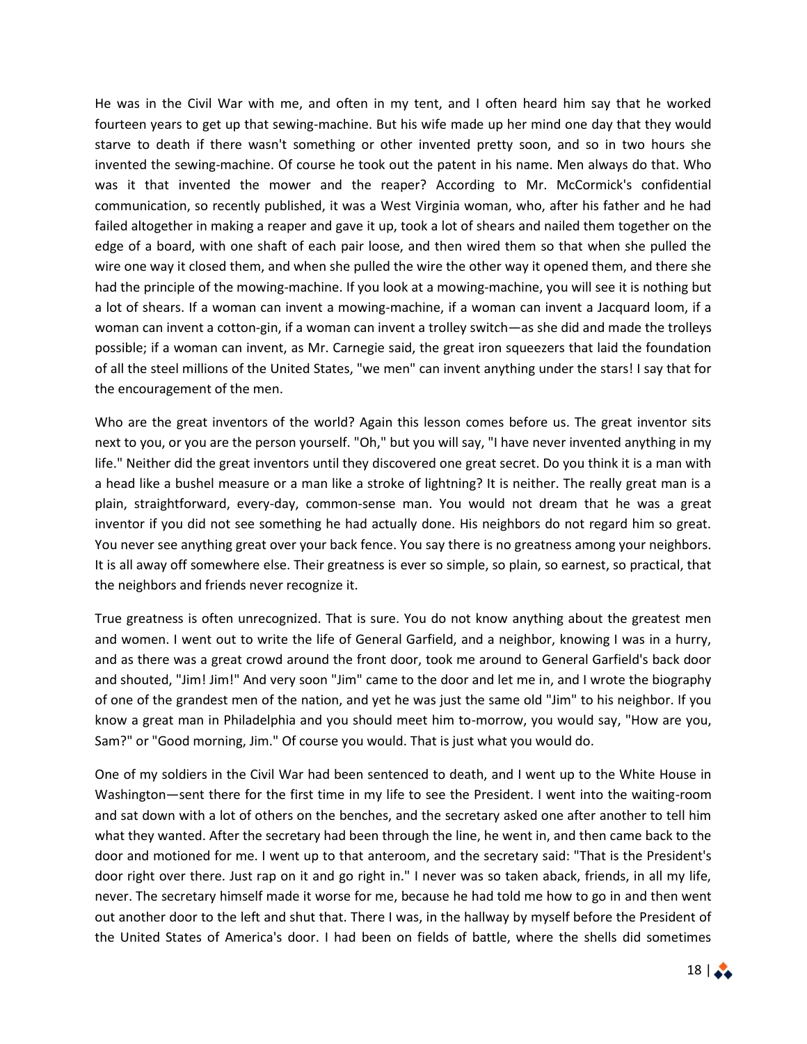He was in the Civil War with me, and often in my tent, and I often heard him say that he worked fourteen years to get up that sewing-machine. But his wife made up her mind one day that they would starve to death if there wasn't something or other invented pretty soon, and so in two hours she invented the sewing-machine. Of course he took out the patent in his name. Men always do that. Who was it that invented the mower and the reaper? According to Mr. McCormick's confidential communication, so recently published, it was a West Virginia woman, who, after his father and he had failed altogether in making a reaper and gave it up, took a lot of shears and nailed them together on the edge of a board, with one shaft of each pair loose, and then wired them so that when she pulled the wire one way it closed them, and when she pulled the wire the other way it opened them, and there she had the principle of the mowing-machine. If you look at a mowing-machine, you will see it is nothing but a lot of shears. If a woman can invent a mowing-machine, if a woman can invent a Jacquard loom, if a woman can invent a cotton-gin, if a woman can invent a trolley switch—as she did and made the trolleys possible; if a woman can invent, as Mr. Carnegie said, the great iron squeezers that laid the foundation of all the steel millions of the United States, "we men" can invent anything under the stars! I say that for the encouragement of the men.

Who are the great inventors of the world? Again this lesson comes before us. The great inventor sits next to you, or you are the person yourself. "Oh," but you will say, "I have never invented anything in my life." Neither did the great inventors until they discovered one great secret. Do you think it is a man with a head like a bushel measure or a man like a stroke of lightning? It is neither. The really great man is a plain, straightforward, every-day, common-sense man. You would not dream that he was a great inventor if you did not see something he had actually done. His neighbors do not regard him so great. You never see anything great over your back fence. You say there is no greatness among your neighbors. It is all away off somewhere else. Their greatness is ever so simple, so plain, so earnest, so practical, that the neighbors and friends never recognize it.

True greatness is often unrecognized. That is sure. You do not know anything about the greatest men and women. I went out to write the life of General Garfield, and a neighbor, knowing I was in a hurry, and as there was a great crowd around the front door, took me around to General Garfield's back door and shouted, "Jim! Jim!" And very soon "Jim" came to the door and let me in, and I wrote the biography of one of the grandest men of the nation, and yet he was just the same old "Jim" to his neighbor. If you know a great man in Philadelphia and you should meet him to-morrow, you would say, "How are you, Sam?" or "Good morning, Jim." Of course you would. That is just what you would do.

One of my soldiers in the Civil War had been sentenced to death, and I went up to the White House in Washington—sent there for the first time in my life to see the President. I went into the waiting-room and sat down with a lot of others on the benches, and the secretary asked one after another to tell him what they wanted. After the secretary had been through the line, he went in, and then came back to the door and motioned for me. I went up to that anteroom, and the secretary said: "That is the President's door right over there. Just rap on it and go right in." I never was so taken aback, friends, in all my life, never. The secretary himself made it worse for me, because he had told me how to go in and then went out another door to the left and shut that. There I was, in the hallway by myself before the President of the United States of America's door. I had been on fields of battle, where the shells did sometimes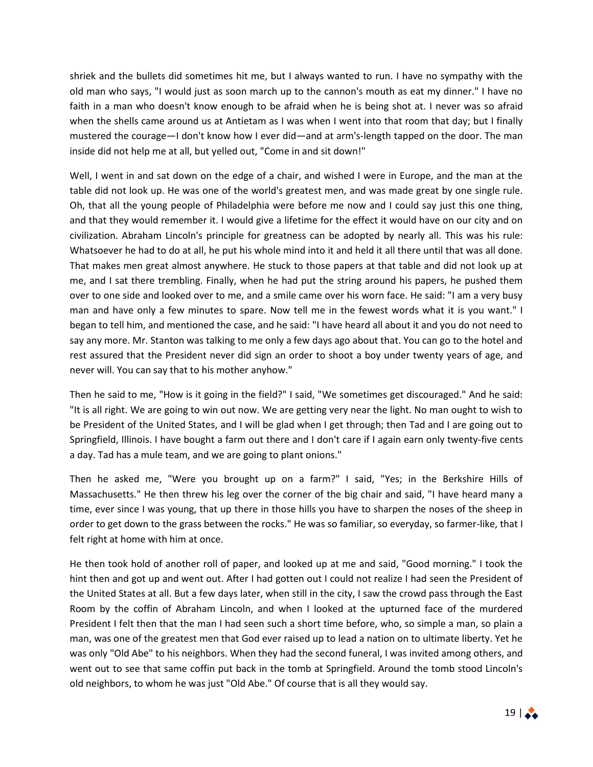shriek and the bullets did sometimes hit me, but I always wanted to run. I have no sympathy with the old man who says, "I would just as soon march up to the cannon's mouth as eat my dinner." I have no faith in a man who doesn't know enough to be afraid when he is being shot at. I never was so afraid when the shells came around us at Antietam as I was when I went into that room that day; but I finally mustered the courage—I don't know how I ever did—and at arm's-length tapped on the door. The man inside did not help me at all, but yelled out, "Come in and sit down!"

Well, I went in and sat down on the edge of a chair, and wished I were in Europe, and the man at the table did not look up. He was one of the world's greatest men, and was made great by one single rule. Oh, that all the young people of Philadelphia were before me now and I could say just this one thing, and that they would remember it. I would give a lifetime for the effect it would have on our city and on civilization. Abraham Lincoln's principle for greatness can be adopted by nearly all. This was his rule: Whatsoever he had to do at all, he put his whole mind into it and held it all there until that was all done. That makes men great almost anywhere. He stuck to those papers at that table and did not look up at me, and I sat there trembling. Finally, when he had put the string around his papers, he pushed them over to one side and looked over to me, and a smile came over his worn face. He said: "I am a very busy man and have only a few minutes to spare. Now tell me in the fewest words what it is you want." I began to tell him, and mentioned the case, and he said: "I have heard all about it and you do not need to say any more. Mr. Stanton was talking to me only a few days ago about that. You can go to the hotel and rest assured that the President never did sign an order to shoot a boy under twenty years of age, and never will. You can say that to his mother anyhow."

Then he said to me, "How is it going in the field?" I said, "We sometimes get discouraged." And he said: "It is all right. We are going to win out now. We are getting very near the light. No man ought to wish to be President of the United States, and I will be glad when I get through; then Tad and I are going out to Springfield, Illinois. I have bought a farm out there and I don't care if I again earn only twenty-five cents a day. Tad has a mule team, and we are going to plant onions."

Then he asked me, "Were you brought up on a farm?" I said, "Yes; in the Berkshire Hills of Massachusetts." He then threw his leg over the corner of the big chair and said, "I have heard many a time, ever since I was young, that up there in those hills you have to sharpen the noses of the sheep in order to get down to the grass between the rocks." He was so familiar, so everyday, so farmer-like, that I felt right at home with him at once.

He then took hold of another roll of paper, and looked up at me and said, "Good morning." I took the hint then and got up and went out. After I had gotten out I could not realize I had seen the President of the United States at all. But a few days later, when still in the city, I saw the crowd pass through the East Room by the coffin of Abraham Lincoln, and when I looked at the upturned face of the murdered President I felt then that the man I had seen such a short time before, who, so simple a man, so plain a man, was one of the greatest men that God ever raised up to lead a nation on to ultimate liberty. Yet he was only "Old Abe" to his neighbors. When they had the second funeral, I was invited among others, and went out to see that same coffin put back in the tomb at Springfield. Around the tomb stood Lincoln's old neighbors, to whom he was just "Old Abe." Of course that is all they would say.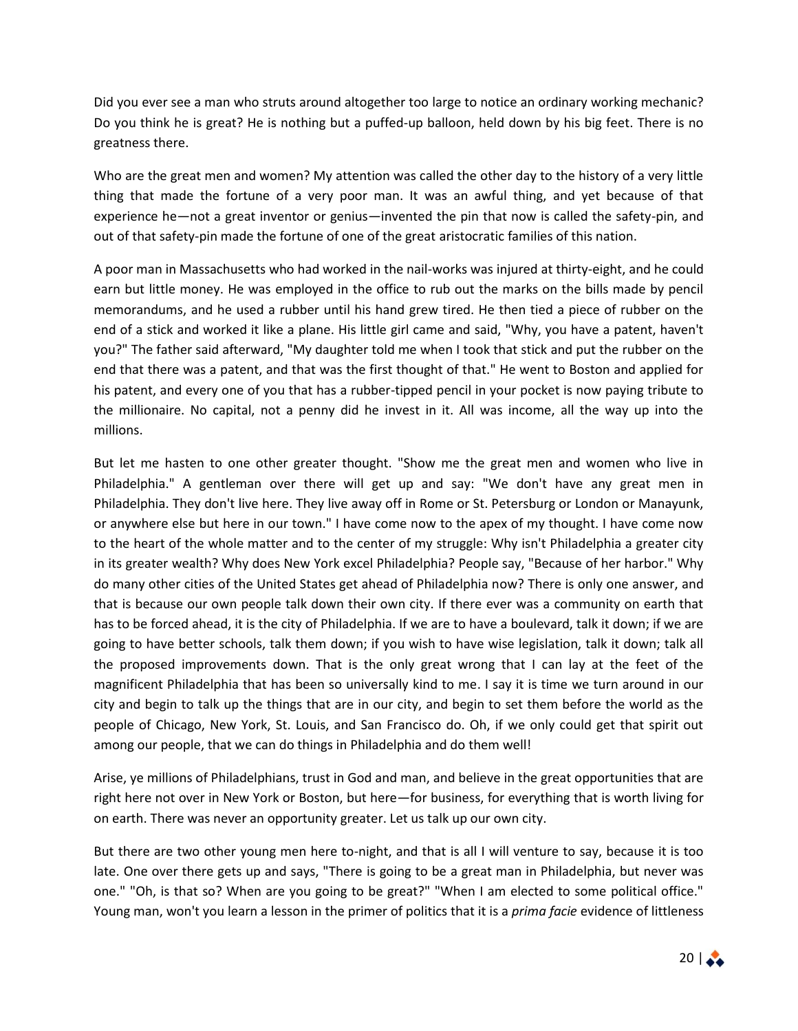Did you ever see a man who struts around altogether too large to notice an ordinary working mechanic? Do you think he is great? He is nothing but a puffed-up balloon, held down by his big feet. There is no greatness there.

Who are the great men and women? My attention was called the other day to the history of a very little thing that made the fortune of a very poor man. It was an awful thing, and yet because of that experience he—not a great inventor or genius—invented the pin that now is called the safety-pin, and out of that safety-pin made the fortune of one of the great aristocratic families of this nation.

A poor man in Massachusetts who had worked in the nail-works was injured at thirty-eight, and he could earn but little money. He was employed in the office to rub out the marks on the bills made by pencil memorandums, and he used a rubber until his hand grew tired. He then tied a piece of rubber on the end of a stick and worked it like a plane. His little girl came and said, "Why, you have a patent, haven't you?" The father said afterward, "My daughter told me when I took that stick and put the rubber on the end that there was a patent, and that was the first thought of that." He went to Boston and applied for his patent, and every one of you that has a rubber-tipped pencil in your pocket is now paying tribute to the millionaire. No capital, not a penny did he invest in it. All was income, all the way up into the millions.

But let me hasten to one other greater thought. "Show me the great men and women who live in Philadelphia." A gentleman over there will get up and say: "We don't have any great men in Philadelphia. They don't live here. They live away off in Rome or St. Petersburg or London or Manayunk, or anywhere else but here in our town." I have come now to the apex of my thought. I have come now to the heart of the whole matter and to the center of my struggle: Why isn't Philadelphia a greater city in its greater wealth? Why does New York excel Philadelphia? People say, "Because of her harbor." Why do many other cities of the United States get ahead of Philadelphia now? There is only one answer, and that is because our own people talk down their own city. If there ever was a community on earth that has to be forced ahead, it is the city of Philadelphia. If we are to have a boulevard, talk it down; if we are going to have better schools, talk them down; if you wish to have wise legislation, talk it down; talk all the proposed improvements down. That is the only great wrong that I can lay at the feet of the magnificent Philadelphia that has been so universally kind to me. I say it is time we turn around in our city and begin to talk up the things that are in our city, and begin to set them before the world as the people of Chicago, New York, St. Louis, and San Francisco do. Oh, if we only could get that spirit out among our people, that we can do things in Philadelphia and do them well!

Arise, ye millions of Philadelphians, trust in God and man, and believe in the great opportunities that are right here not over in New York or Boston, but here—for business, for everything that is worth living for on earth. There was never an opportunity greater. Let us talk up our own city.

But there are two other young men here to-night, and that is all I will venture to say, because it is too late. One over there gets up and says, "There is going to be a great man in Philadelphia, but never was one." "Oh, is that so? When are you going to be great?" "When I am elected to some political office." Young man, won't you learn a lesson in the primer of politics that it is a *prima facie* evidence of littleness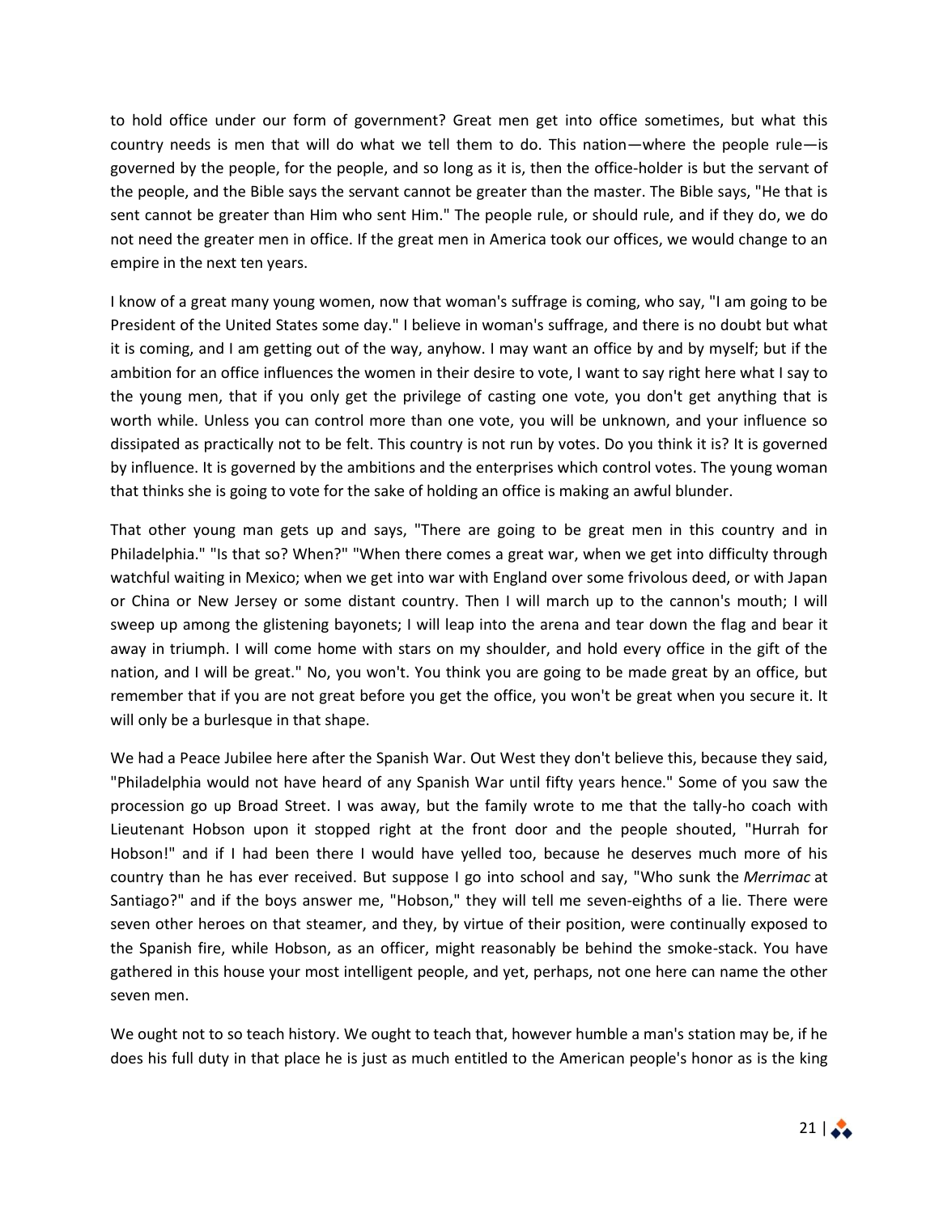to hold office under our form of government? Great men get into office sometimes, but what this country needs is men that will do what we tell them to do. This nation—where the people rule—is governed by the people, for the people, and so long as it is, then the office-holder is but the servant of the people, and the Bible says the servant cannot be greater than the master. The Bible says, "He that is sent cannot be greater than Him who sent Him." The people rule, or should rule, and if they do, we do not need the greater men in office. If the great men in America took our offices, we would change to an empire in the next ten years.

I know of a great many young women, now that woman's suffrage is coming, who say, "I am going to be President of the United States some day." I believe in woman's suffrage, and there is no doubt but what it is coming, and I am getting out of the way, anyhow. I may want an office by and by myself; but if the ambition for an office influences the women in their desire to vote, I want to say right here what I say to the young men, that if you only get the privilege of casting one vote, you don't get anything that is worth while. Unless you can control more than one vote, you will be unknown, and your influence so dissipated as practically not to be felt. This country is not run by votes. Do you think it is? It is governed by influence. It is governed by the ambitions and the enterprises which control votes. The young woman that thinks she is going to vote for the sake of holding an office is making an awful blunder.

That other young man gets up and says, "There are going to be great men in this country and in Philadelphia." "Is that so? When?" "When there comes a great war, when we get into difficulty through watchful waiting in Mexico; when we get into war with England over some frivolous deed, or with Japan or China or New Jersey or some distant country. Then I will march up to the cannon's mouth; I will sweep up among the glistening bayonets; I will leap into the arena and tear down the flag and bear it away in triumph. I will come home with stars on my shoulder, and hold every office in the gift of the nation, and I will be great." No, you won't. You think you are going to be made great by an office, but remember that if you are not great before you get the office, you won't be great when you secure it. It will only be a burlesque in that shape.

We had a Peace Jubilee here after the Spanish War. Out West they don't believe this, because they said, "Philadelphia would not have heard of any Spanish War until fifty years hence." Some of you saw the procession go up Broad Street. I was away, but the family wrote to me that the tally-ho coach with Lieutenant Hobson upon it stopped right at the front door and the people shouted, "Hurrah for Hobson!" and if I had been there I would have yelled too, because he deserves much more of his country than he has ever received. But suppose I go into school and say, "Who sunk the *Merrimac* at Santiago?" and if the boys answer me, "Hobson," they will tell me seven-eighths of a lie. There were seven other heroes on that steamer, and they, by virtue of their position, were continually exposed to the Spanish fire, while Hobson, as an officer, might reasonably be behind the smoke-stack. You have gathered in this house your most intelligent people, and yet, perhaps, not one here can name the other seven men.

We ought not to so teach history. We ought to teach that, however humble a man's station may be, if he does his full duty in that place he is just as much entitled to the American people's honor as is the king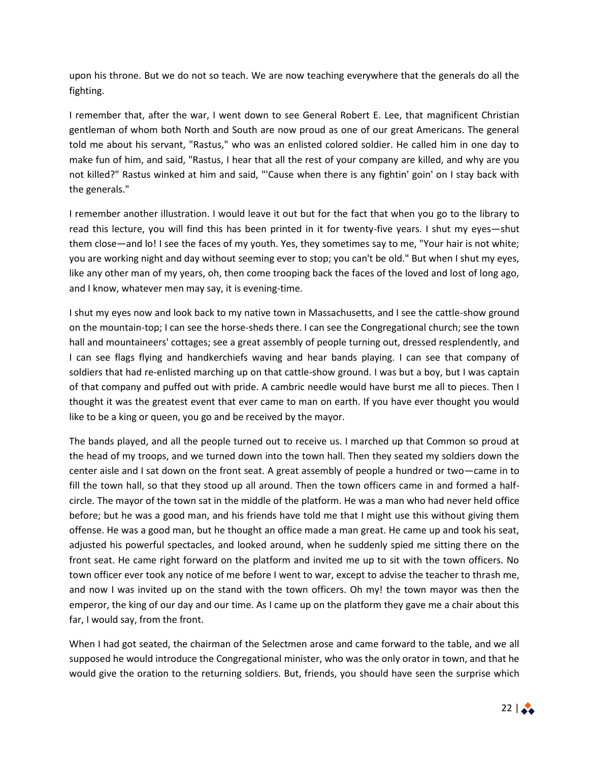upon his throne. But we do not so teach. We are now teaching everywhere that the generals do all the fighting.

I remember that, after the war, I went down to see General Robert E. Lee, that magnificent Christian gentleman of whom both North and South are now proud as one of our great Americans. The general told me about his servant, "Rastus," who was an enlisted colored soldier. He called him in one day to make fun of him, and said, "Rastus, I hear that all the rest of your company are killed, and why are you not killed?" Rastus winked at him and said, "'Cause when there is any fightin' goin' on I stay back with the generals."

I remember another illustration. I would leave it out but for the fact that when you go to the library to read this lecture, you will find this has been printed in it for twenty-five years. I shut my eyes—shut them close—and lo! I see the faces of my youth. Yes, they sometimes say to me, "Your hair is not white; you are working night and day without seeming ever to stop; you can't be old." But when I shut my eyes, like any other man of my years, oh, then come trooping back the faces of the loved and lost of long ago, and I know, whatever men may say, it is evening-time.

I shut my eyes now and look back to my native town in Massachusetts, and I see the cattle-show ground on the mountain-top; I can see the horse-sheds there. I can see the Congregational church; see the town hall and mountaineers' cottages; see a great assembly of people turning out, dressed resplendently, and I can see flags flying and handkerchiefs waving and hear bands playing. I can see that company of soldiers that had re-enlisted marching up on that cattle-show ground. I was but a boy, but I was captain of that company and puffed out with pride. A cambric needle would have burst me all to pieces. Then I thought it was the greatest event that ever came to man on earth. If you have ever thought you would like to be a king or queen, you go and be received by the mayor.

The bands played, and all the people turned out to receive us. I marched up that Common so proud at the head of my troops, and we turned down into the town hall. Then they seated my soldiers down the center aisle and I sat down on the front seat. A great assembly of people a hundred or two—came in to fill the town hall, so that they stood up all around. Then the town officers came in and formed a half-circle. The mayor of the town sat in the middle of the platform. He was a man who had never held office before; but he was a good man, and his friends have told me that I might use this without giving them offense. He was a good man, but he thought an office made a man great. He came up and took his seat, adjusted his powerful spectacles, and looked around, when he suddenly spied me sitting there on the front seat. He came right forward on the platform and invited me up to sit with the town officers. No town officer ever took any notice of me before I went to war, except to advise the teacher to thrash me, and now I was invited up on the stand with the town officers. Oh my! the town mayor was then the emperor, the king of our day and our time. As I came up on the platform they gave me a chair about this far, I would say, from the front.

When I had got seated, the chairman of the Selectmen arose and came forward to the table, and we all supposed he would introduce the Congregational minister, who was the only orator in town, and that he would give the oration to the returning soldiers. But, friends, you should have seen the surprise which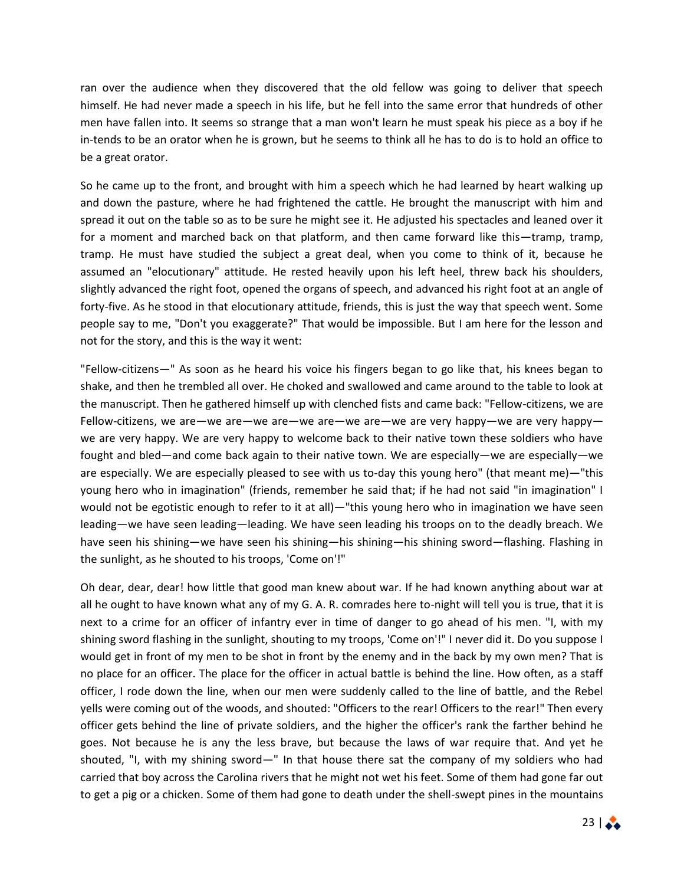ran over the audience when they discovered that the old fellow was going to deliver that speech himself. He had never made a speech in his life, but he fell into the same error that hundreds of other men have fallen into. It seems so strange that a man won't learn he must speak his piece as a boy if he in-tends to be an orator when he is grown, but he seems to think all he has to do is to hold an office to be a great orator.

So he came up to the front, and brought with him a speech which he had learned by heart walking up and down the pasture, where he had frightened the cattle. He brought the manuscript with him and spread it out on the table so as to be sure he might see it. He adjusted his spectacles and leaned over it for a moment and marched back on that platform, and then came forward like this—tramp, tramp, tramp. He must have studied the subject a great deal, when you come to think of it, because he assumed an "elocutionary" attitude. He rested heavily upon his left heel, threw back his shoulders, slightly advanced the right foot, opened the organs of speech, and advanced his right foot at an angle of forty-five. As he stood in that elocutionary attitude, friends, this is just the way that speech went. Some people say to me, "Don't you exaggerate?" That would be impossible. But I am here for the lesson and not for the story, and this is the way it went:

"Fellow-citizens—" As soon as he heard his voice his fingers began to go like that, his knees began to shake, and then he trembled all over. He choked and swallowed and came around to the table to look at the manuscript. Then he gathered himself up with clenched fists and came back: "Fellow-citizens, we are Fellow-citizens, we are—we are—we are—we are—we are—we are very happy—we are very happy—we are very happy. We are very happy to welcome back to their native town these soldiers who have fought and bled—and come back again to their native town. We are especially—we are especially—we are especially. We are especially pleased to see with us to-day this young hero" (that meant me)—"this young hero who in imagination" (friends, remember he said that; if he had not said "in imagination" I would not be egotistic enough to refer to it at all)—"this young hero who in imagination we have seen leading—we have seen leading—leading. We have seen leading his troops on to the deadly breach. We have seen his shining—we have seen his shining—his shining—his shining sword—flashing. Flashing in the sunlight, as he shouted to his troops, 'Come on'!"

Oh dear, dear, dear! how little that good man knew about war. If he had known anything about war at all he ought to have known what any of my G. A. R. comrades here to-night will tell you is true, that it is next to a crime for an officer of infantry ever in time of danger to go ahead of his men. "I, with my shining sword flashing in the sunlight, shouting to my troops, 'Come on'!" I never did it. Do you suppose I would get in front of my men to be shot in front by the enemy and in the back by my own men? That is no place for an officer. The place for the officer in actual battle is behind the line. How often, as a staff officer, I rode down the line, when our men were suddenly called to the line of battle, and the Rebel yells were coming out of the woods, and shouted: "Officers to the rear! Officers to the rear!" Then every officer gets behind the line of private soldiers, and the higher the officer's rank the farther behind he goes. Not because he is any the less brave, but because the laws of war require that. And yet he shouted, "I, with my shining sword—" In that house there sat the company of my soldiers who had carried that boy across the Carolina rivers that he might not wet his feet. Some of them had gone far out to get a pig or a chicken. Some of them had gone to death under the shell-swept pines in the mountains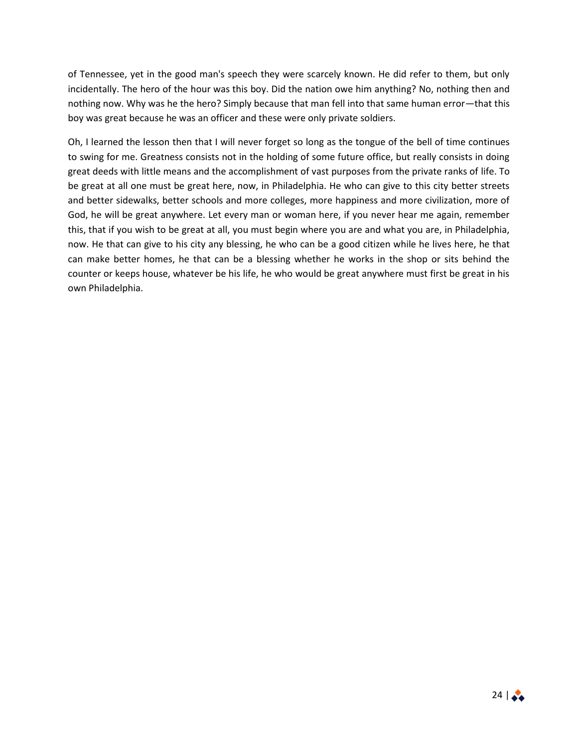of Tennessee, yet in the good man's speech they were scarcely known. He did refer to them, but only incidentally. The hero of the hour was this boy. Did the nation owe him anything? No, nothing then and nothing now. Why was he the hero? Simply because that man fell into that same human error—that this boy was great because he was an officer and these were only private soldiers.

Oh, I learned the lesson then that I will never forget so long as the tongue of the bell of time continues to swing for me. Greatness consists not in the holding of some future office, but really consists in doing great deeds with little means and the accomplishment of vast purposes from the private ranks of life. To be great at all one must be great here, now, in Philadelphia. He who can give to this city better streets and better sidewalks, better schools and more colleges, more happiness and more civilization, more of God, he will be great anywhere. Let every man or woman here, if you never hear me again, remember this, that if you wish to be great at all, you must begin where you are and what you are, in Philadelphia, now. He that can give to his city any blessing, he who can be a good citizen while he lives here, he that can make better homes, he that can be a blessing whether he works in the shop or sits behind the counter or keeps house, whatever be his life, he who would be great anywhere must first be great in his own Philadelphia.